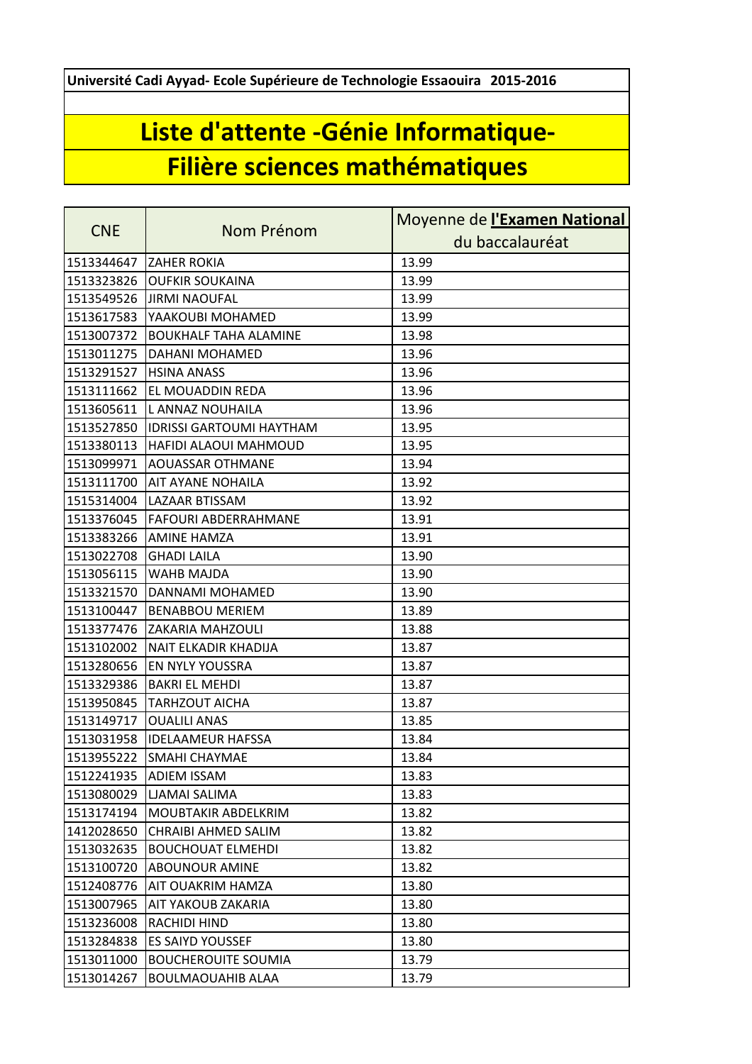**Université Cadi Ayyad- Ecole Supérieure de Technologie Essaouira 2015-2016**

# Liste d'attente -Génie Informatique-

# Filière sciences mathématiques

| CNE | Nom Prénom | Moyenne de **l'Examen National** du baccalauréat |
|---|---|---|
| 1513344647 | ZAHER ROKIA | 13.99 |
| 1513323826 | OUFKIR SOUKAINA | 13.99 |
| 1513549526 | JIRMI NAOUFAL | 13.99 |
| 1513617583 | YAAKOUBI MOHAMED | 13.99 |
| 1513007372 | BOUKHALF TAHA ALAMINE | 13.98 |
| 1513011275 | DAHANI MOHAMED | 13.96 |
| 1513291527 | HSINA ANASS | 13.96 |
| 1513111662 | EL MOUADDIN REDA | 13.96 |
| 1513605611 | L ANNAZ NOUHAILA | 13.96 |
| 1513527850 | IDRISSI GARTOUMI HAYTHAM | 13.95 |
| 1513380113 | HAFIDI ALAOUI MAHMOUD | 13.95 |
| 1513099971 | AOUASSAR OTHMANE | 13.94 |
| 1513111700 | AIT AYANE NOHAILA | 13.92 |
| 1515314004 | LAZAAR BTISSAM | 13.92 |
| 1513376045 | FAFOURI ABDERRAHMANE | 13.91 |
| 1513383266 | AMINE HAMZA | 13.91 |
| 1513022708 | GHADI LAILA | 13.90 |
| 1513056115 | WAHB MAJDA | 13.90 |
| 1513321570 | DANNAMI MOHAMED | 13.90 |
| 1513100447 | BENABBOU MERIEM | 13.89 |
| 1513377476 | ZAKARIA MAHZOULI | 13.88 |
| 1513102002 | NAIT ELKADIR KHADIJA | 13.87 |
| 1513280656 | EN NYLY YOUSSRA | 13.87 |
| 1513329386 | BAKRI EL MEHDI | 13.87 |
| 1513950845 | TARHZOUT AICHA | 13.87 |
| 1513149717 | OUALILI ANAS | 13.85 |
| 1513031958 | IDELAAMEUR HAFSSA | 13.84 |
| 1513955222 | SMAHI CHAYMAE | 13.84 |
| 1512241935 | ADIEM ISSAM | 13.83 |
| 1513080029 | LJAMAI SALIMA | 13.83 |
| 1513174194 | MOUBTAKIR ABDELKRIM | 13.82 |
| 1412028650 | CHRAIBI AHMED SALIM | 13.82 |
| 1513032635 | BOUCHOUAT ELMEHDI | 13.82 |
| 1513100720 | ABOUNOUR AMINE | 13.82 |
| 1512408776 | AIT OUAKRIM HAMZA | 13.80 |
| 1513007965 | AIT YAKOUB ZAKARIA | 13.80 |
| 1513236008 | RACHIDI HIND | 13.80 |
| 1513284838 | ES SAIYD YOUSSEF | 13.80 |
| 1513011000 | BOUCHEROUITE SOUMIA | 13.79 |
| 1513014267 | BOULMAOUAHIB ALAA | 13.79 |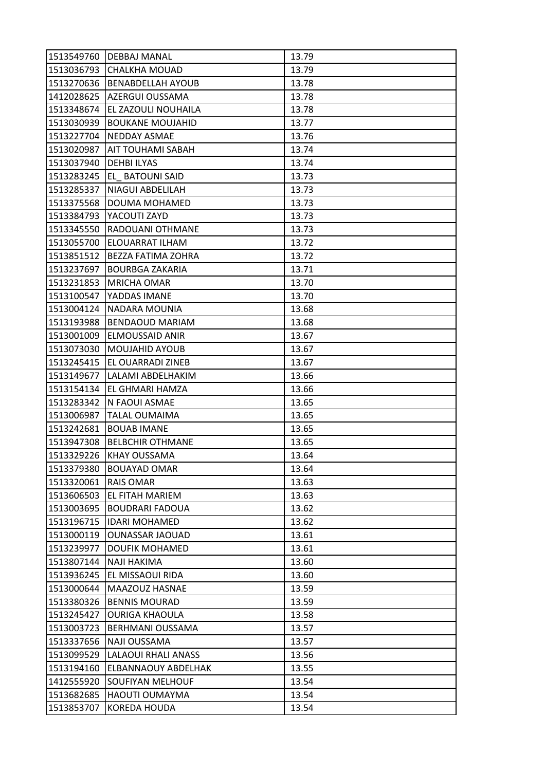| | | |
|---|---|---|
| 1513549760 | DEBBAJ MANAL | 13.79 |
| 1513036793 | CHALKHA MOUAD | 13.79 |
| 1513270636 | BENABDELLAH AYOUB | 13.78 |
| 1412028625 | AZERGUI OUSSAMA | 13.78 |
| 1513348674 | EL ZAZOULI NOUHAILA | 13.78 |
| 1513030939 | BOUKANE MOUJAHID | 13.77 |
| 1513227704 | NEDDAY ASMAE | 13.76 |
| 1513020987 | AIT TOUHAMI SABAH | 13.74 |
| 1513037940 | DEHBI ILYAS | 13.74 |
| 1513283245 | EL_ BATOUNI SAID | 13.73 |
| 1513285337 | NIAGUI ABDELILAH | 13.73 |
| 1513375568 | DOUMA MOHAMED | 13.73 |
| 1513384793 | YACOUTI ZAYD | 13.73 |
| 1513345550 | RADOUANI OTHMANE | 13.73 |
| 1513055700 | ELOUARRAT ILHAM | 13.72 |
| 1513851512 | BEZZA FATIMA ZOHRA | 13.72 |
| 1513237697 | BOURBGA ZAKARIA | 13.71 |
| 1513231853 | MRICHA OMAR | 13.70 |
| 1513100547 | YADDAS IMANE | 13.70 |
| 1513004124 | NADARA MOUNIA | 13.68 |
| 1513193988 | BENDAOUD MARIAM | 13.68 |
| 1513001009 | ELMOUSSAID ANIR | 13.67 |
| 1513073030 | MOUJAHID AYOUB | 13.67 |
| 1513245415 | EL OUARRADI ZINEB | 13.67 |
| 1513149677 | LALAMI ABDELHAKIM | 13.66 |
| 1513154134 | EL GHMARI HAMZA | 13.66 |
| 1513283342 | N FAOUI ASMAE | 13.65 |
| 1513006987 | TALAL OUMAIMA | 13.65 |
| 1513242681 | BOUAB IMANE | 13.65 |
| 1513947308 | BELBCHIR OTHMANE | 13.65 |
| 1513329226 | KHAY OUSSAMA | 13.64 |
| 1513379380 | BOUAYAD OMAR | 13.64 |
| 1513320061 | RAIS OMAR | 13.63 |
| 1513606503 | EL FITAH MARIEM | 13.63 |
| 1513003695 | BOUDRARI FADOUA | 13.62 |
| 1513196715 | IDARI MOHAMED | 13.62 |
| 1513000119 | OUNASSAR JAOUAD | 13.61 |
| 1513239977 | DOUFIK MOHAMED | 13.61 |
| 1513807144 | NAJI HAKIMA | 13.60 |
| 1513936245 | EL MISSAOUI RIDA | 13.60 |
| 1513000644 | MAAZOUZ HASNAE | 13.59 |
| 1513380326 | BENNIS MOURAD | 13.59 |
| 1513245427 | OURIGA KHAOULA | 13.58 |
| 1513003723 | BERHMANI OUSSAMA | 13.57 |
| 1513337656 | NAJI OUSSAMA | 13.57 |
| 1513099529 | LALAOUI RHALI ANASS | 13.56 |
| 1513194160 | ELBANNAOUY ABDELHAK | 13.55 |
| 1412555920 | SOUFIYAN MELHOUF | 13.54 |
| 1513682685 | HAOUTI OUMAYMA | 13.54 |
| 1513853707 | KOREDA HOUDA | 13.54 |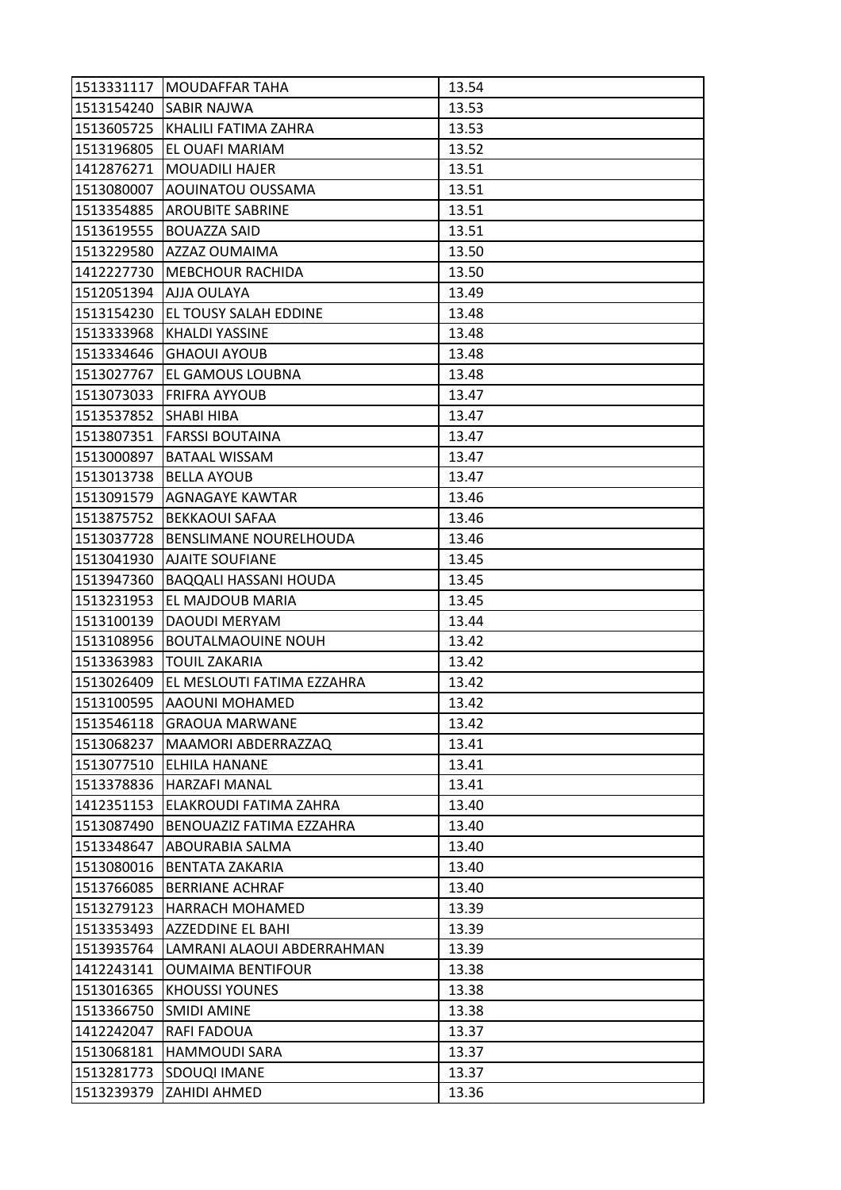| | | |
|---|---|---|
| 1513331117 | MOUDAFFAR TAHA | 13.54 |
| 1513154240 | SABIR NAJWA | 13.53 |
| 1513605725 | KHALILI FATIMA ZAHRA | 13.53 |
| 1513196805 | EL OUAFI MARIAM | 13.52 |
| 1412876271 | MOUADILI HAJER | 13.51 |
| 1513080007 | AOUINATOU OUSSAMA | 13.51 |
| 1513354885 | AROUBITE SABRINE | 13.51 |
| 1513619555 | BOUAZZA SAID | 13.51 |
| 1513229580 | AZZAZ OUMAIMA | 13.50 |
| 1412227730 | MEBCHOUR RACHIDA | 13.50 |
| 1512051394 | AJJA OULAYA | 13.49 |
| 1513154230 | EL TOUSY SALAH EDDINE | 13.48 |
| 1513333968 | KHALDI YASSINE | 13.48 |
| 1513334646 | GHAOUI AYOUB | 13.48 |
| 1513027767 | EL GAMOUS LOUBNA | 13.48 |
| 1513073033 | FRIFRA AYYOUB | 13.47 |
| 1513537852 | SHABI HIBA | 13.47 |
| 1513807351 | FARSSI BOUTAINA | 13.47 |
| 1513000897 | BATAAL WISSAM | 13.47 |
| 1513013738 | BELLA AYOUB | 13.47 |
| 1513091579 | AGNAGAYE KAWTAR | 13.46 |
| 1513875752 | BEKKAOUI SAFAA | 13.46 |
| 1513037728 | BENSLIMANE NOURELHOUDA | 13.46 |
| 1513041930 | AJAITE SOUFIANE | 13.45 |
| 1513947360 | BAQQALI HASSANI HOUDA | 13.45 |
| 1513231953 | EL MAJDOUB MARIA | 13.45 |
| 1513100139 | DAOUDI MERYAM | 13.44 |
| 1513108956 | BOUTALMAOUINE NOUH | 13.42 |
| 1513363983 | TOUIL ZAKARIA | 13.42 |
| 1513026409 | EL MESLOUTI FATIMA EZZAHRA | 13.42 |
| 1513100595 | AAOUNI MOHAMED | 13.42 |
| 1513546118 | GRAOUA MARWANE | 13.42 |
| 1513068237 | MAAMORI ABDERRAZZAQ | 13.41 |
| 1513077510 | ELHILA HANANE | 13.41 |
| 1513378836 | HARZAFI MANAL | 13.41 |
| 1412351153 | ELAKROUDI FATIMA ZAHRA | 13.40 |
| 1513087490 | BENOUAZIZ FATIMA EZZAHRA | 13.40 |
| 1513348647 | ABOURABIA SALMA | 13.40 |
| 1513080016 | BENTATA ZAKARIA | 13.40 |
| 1513766085 | BERRIANE ACHRAF | 13.40 |
| 1513279123 | HARRACH MOHAMED | 13.39 |
| 1513353493 | AZZEDDINE EL BAHI | 13.39 |
| 1513935764 | LAMRANI ALAOUI ABDERRAHMAN | 13.39 |
| 1412243141 | OUMAIMA BENTIFOUR | 13.38 |
| 1513016365 | KHOUSSI YOUNES | 13.38 |
| 1513366750 | SMIDI AMINE | 13.38 |
| 1412242047 | RAFI FADOUA | 13.37 |
| 1513068181 | HAMMOUDI SARA | 13.37 |
| 1513281773 | SDOUQI IMANE | 13.37 |
| 1513239379 | ZAHIDI AHMED | 13.36 |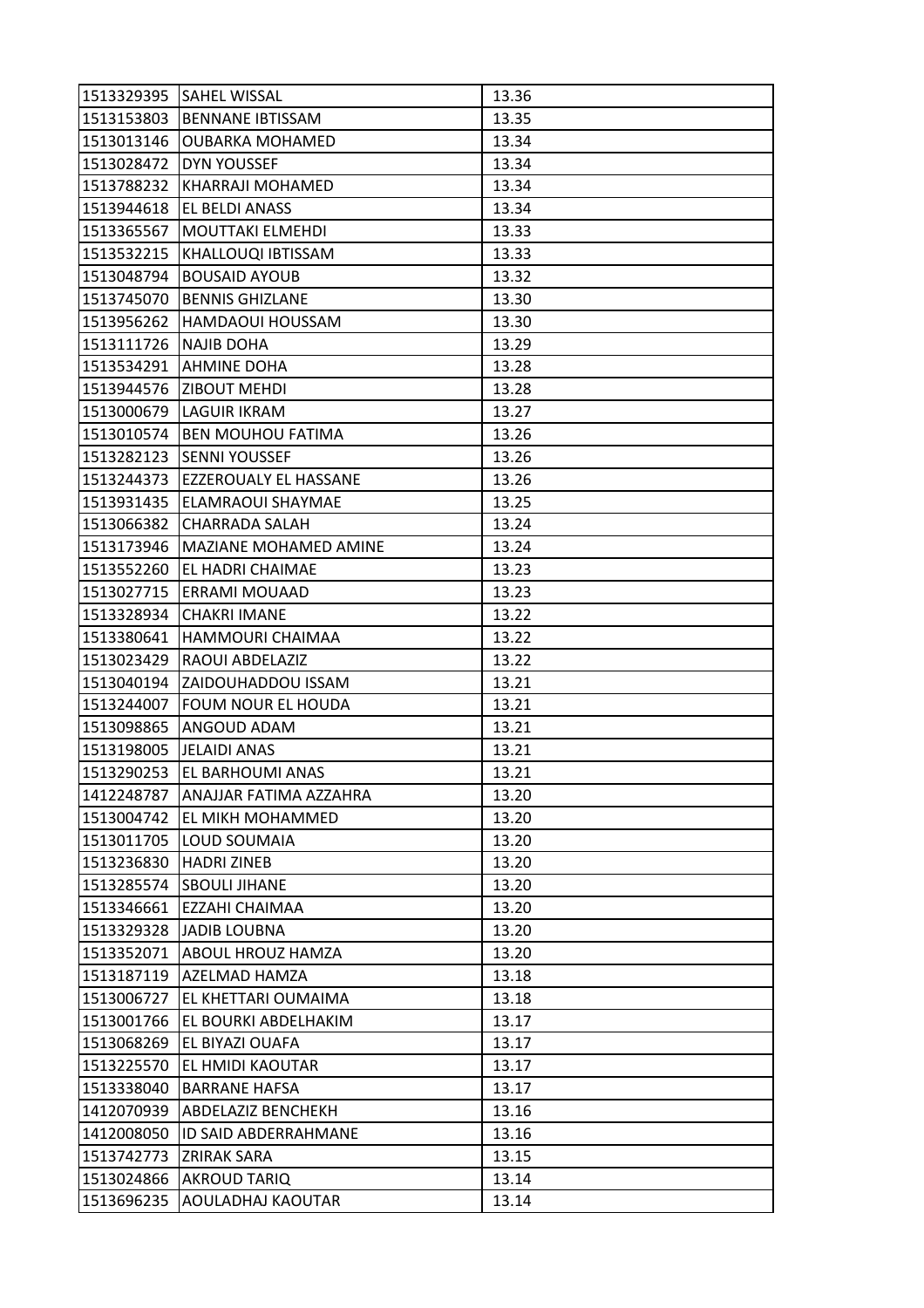| | | |
|---|---|---|
| 1513329395 | SAHEL WISSAL | 13.36 |
| 1513153803 | BENNANE IBTISSAM | 13.35 |
| 1513013146 | OUBARKA MOHAMED | 13.34 |
| 1513028472 | DYN YOUSSEF | 13.34 |
| 1513788232 | KHARRAJI MOHAMED | 13.34 |
| 1513944618 | EL BELDI ANASS | 13.34 |
| 1513365567 | MOUTTAKI ELMEHDI | 13.33 |
| 1513532215 | KHALLOUQI IBTISSAM | 13.33 |
| 1513048794 | BOUSAID AYOUB | 13.32 |
| 1513745070 | BENNIS GHIZLANE | 13.30 |
| 1513956262 | HAMDAOUI HOUSSAM | 13.30 |
| 1513111726 | NAJIB DOHA | 13.29 |
| 1513534291 | AHMINE DOHA | 13.28 |
| 1513944576 | ZIBOUT MEHDI | 13.28 |
| 1513000679 | LAGUIR IKRAM | 13.27 |
| 1513010574 | BEN MOUHOU FATIMA | 13.26 |
| 1513282123 | SENNI YOUSSEF | 13.26 |
| 1513244373 | EZZEROUALY EL HASSANE | 13.26 |
| 1513931435 | ELAMRAOUI SHAYMAE | 13.25 |
| 1513066382 | CHARRADA SALAH | 13.24 |
| 1513173946 | MAZIANE MOHAMED AMINE | 13.24 |
| 1513552260 | EL HADRI CHAIMAE | 13.23 |
| 1513027715 | ERRAMI MOUAAD | 13.23 |
| 1513328934 | CHAKRI IMANE | 13.22 |
| 1513380641 | HAMMOURI CHAIMAA | 13.22 |
| 1513023429 | RAOUI ABDELAZIZ | 13.22 |
| 1513040194 | ZAIDOUHADDOU ISSAM | 13.21 |
| 1513244007 | FOUM NOUR EL HOUDA | 13.21 |
| 1513098865 | ANGOUD ADAM | 13.21 |
| 1513198005 | JELAIDI ANAS | 13.21 |
| 1513290253 | EL BARHOUMI ANAS | 13.21 |
| 1412248787 | ANAJJAR FATIMA AZZAHRA | 13.20 |
| 1513004742 | EL MIKH MOHAMMED | 13.20 |
| 1513011705 | LOUD SOUMAIA | 13.20 |
| 1513236830 | HADRI ZINEB | 13.20 |
| 1513285574 | SBOULI JIHANE | 13.20 |
| 1513346661 | EZZAHI CHAIMAA | 13.20 |
| 1513329328 | JADIB LOUBNA | 13.20 |
| 1513352071 | ABOUL HROUZ HAMZA | 13.20 |
| 1513187119 | AZELMAD HAMZA | 13.18 |
| 1513006727 | EL KHETTARI OUMAIMA | 13.18 |
| 1513001766 | EL BOURKI ABDELHAKIM | 13.17 |
| 1513068269 | EL BIYAZI OUAFA | 13.17 |
| 1513225570 | EL HMIDI KAOUTAR | 13.17 |
| 1513338040 | BARRANE HAFSA | 13.17 |
| 1412070939 | ABDELAZIZ BENCHEKH | 13.16 |
| 1412008050 | ID SAID ABDERRAHMANE | 13.16 |
| 1513742773 | ZRIRAK SARA | 13.15 |
| 1513024866 | AKROUD TARIQ | 13.14 |
| 1513696235 | AOULADHAJ KAOUTAR | 13.14 |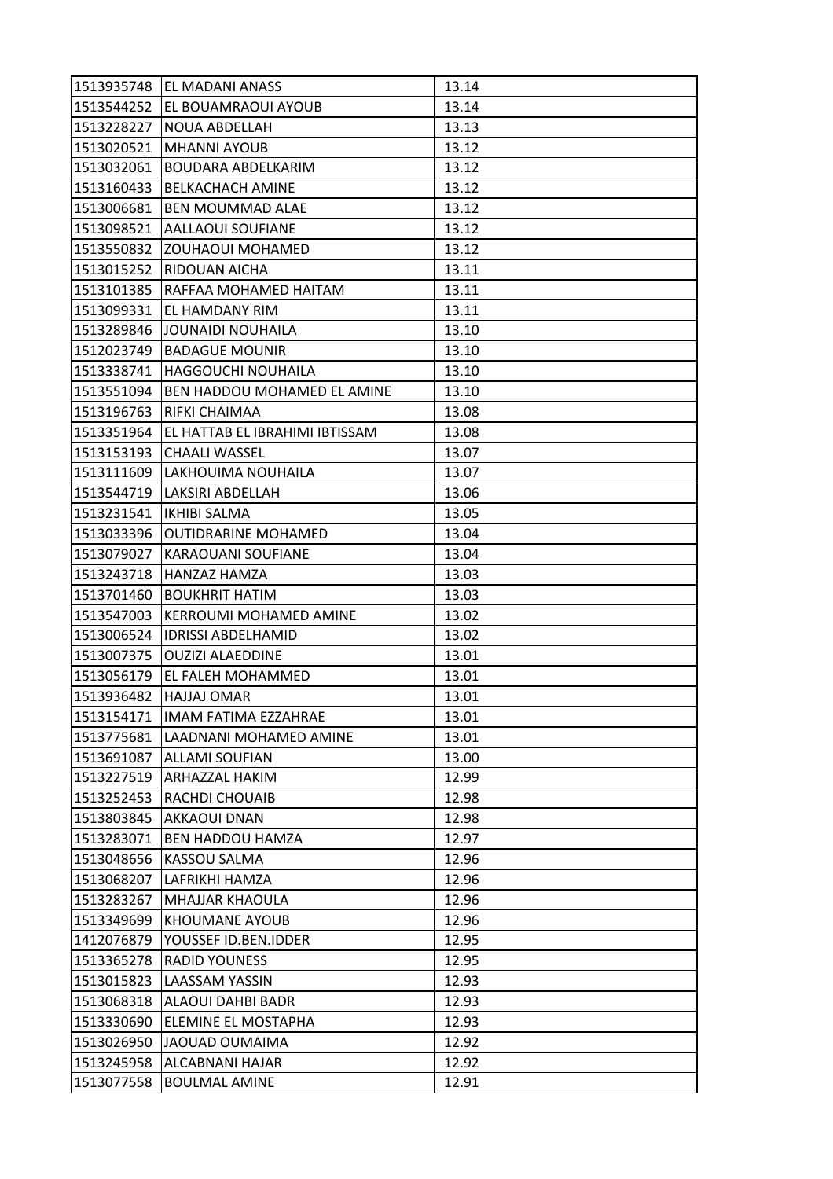| | | |
|---|---|---|
| 1513935748 | EL MADANI ANASS | 13.14 |
| 1513544252 | EL BOUAMRAOUI AYOUB | 13.14 |
| 1513228227 | NOUA ABDELLAH | 13.13 |
| 1513020521 | MHANNI AYOUB | 13.12 |
| 1513032061 | BOUDARA ABDELKARIM | 13.12 |
| 1513160433 | BELKACHACH AMINE | 13.12 |
| 1513006681 | BEN MOUMMAD ALAE | 13.12 |
| 1513098521 | AALLAOUI SOUFIANE | 13.12 |
| 1513550832 | ZOUHAOUI MOHAMED | 13.12 |
| 1513015252 | RIDOUAN AICHA | 13.11 |
| 1513101385 | RAFFAA MOHAMED HAITAM | 13.11 |
| 1513099331 | EL HAMDANY RIM | 13.11 |
| 1513289846 | JOUNAIDI NOUHAILA | 13.10 |
| 1512023749 | BADAGUE MOUNIR | 13.10 |
| 1513338741 | HAGGOUCHI NOUHAILA | 13.10 |
| 1513551094 | BEN HADDOU MOHAMED EL AMINE | 13.10 |
| 1513196763 | RIFKI CHAIMAA | 13.08 |
| 1513351964 | EL HATTAB EL IBRAHIMI IBTISSAM | 13.08 |
| 1513153193 | CHAALI WASSEL | 13.07 |
| 1513111609 | LAKHOUIMA NOUHAILA | 13.07 |
| 1513544719 | LAKSIRI ABDELLAH | 13.06 |
| 1513231541 | IKHIBI SALMA | 13.05 |
| 1513033396 | OUTIDRARINE MOHAMED | 13.04 |
| 1513079027 | KARAOUANI SOUFIANE | 13.04 |
| 1513243718 | HANZAZ HAMZA | 13.03 |
| 1513701460 | BOUKHRIT HATIM | 13.03 |
| 1513547003 | KERROUMI MOHAMED AMINE | 13.02 |
| 1513006524 | IDRISSI ABDELHAMID | 13.02 |
| 1513007375 | OUZIZI ALAEDDINE | 13.01 |
| 1513056179 | EL FALEH MOHAMMED | 13.01 |
| 1513936482 | HAJJAJ OMAR | 13.01 |
| 1513154171 | IMAM FATIMA EZZAHRAE | 13.01 |
| 1513775681 | LAADNANI MOHAMED AMINE | 13.01 |
| 1513691087 | ALLAMI SOUFIAN | 13.00 |
| 1513227519 | ARHAZZAL HAKIM | 12.99 |
| 1513252453 | RACHDI CHOUAIB | 12.98 |
| 1513803845 | AKKAOUI DNAN | 12.98 |
| 1513283071 | BEN HADDOU HAMZA | 12.97 |
| 1513048656 | KASSOU SALMA | 12.96 |
| 1513068207 | LAFRIKHI HAMZA | 12.96 |
| 1513283267 | MHAJJAR KHAOULA | 12.96 |
| 1513349699 | KHOUMANE AYOUB | 12.96 |
| 1412076879 | YOUSSEF ID.BEN.IDDER | 12.95 |
| 1513365278 | RADID YOUNESS | 12.95 |
| 1513015823 | LAASSAM YASSIN | 12.93 |
| 1513068318 | ALAOUI DAHBI BADR | 12.93 |
| 1513330690 | ELEMINE EL MOSTAPHA | 12.93 |
| 1513026950 | JAOUAD OUMAIMA | 12.92 |
| 1513245958 | ALCABNANI HAJAR | 12.92 |
| 1513077558 | BOULMAL AMINE | 12.91 |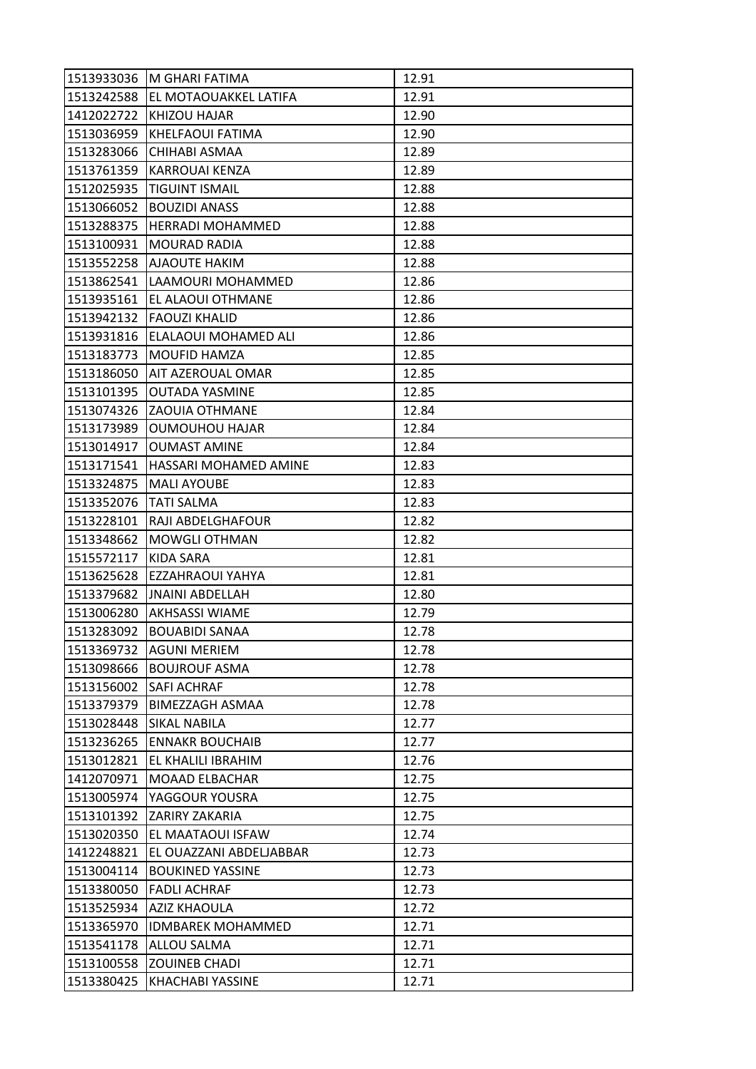| | | |
|---|---|---|
| 1513933036 | M GHARI FATIMA | 12.91 |
| 1513242588 | EL MOTAOUAKKEL LATIFA | 12.91 |
| 1412022722 | KHIZOU HAJAR | 12.90 |
| 1513036959 | KHELFAOUI FATIMA | 12.90 |
| 1513283066 | CHIHABI ASMAA | 12.89 |
| 1513761359 | KARROUAI KENZA | 12.89 |
| 1512025935 | TIGUINT ISMAIL | 12.88 |
| 1513066052 | BOUZIDI ANASS | 12.88 |
| 1513288375 | HERRADI MOHAMMED | 12.88 |
| 1513100931 | MOURAD RADIA | 12.88 |
| 1513552258 | AJAOUTE HAKIM | 12.88 |
| 1513862541 | LAAMOURI MOHAMMED | 12.86 |
| 1513935161 | EL ALAOUI OTHMANE | 12.86 |
| 1513942132 | FAOUZI KHALID | 12.86 |
| 1513931816 | ELALAOUI MOHAMED ALI | 12.86 |
| 1513183773 | MOUFID HAMZA | 12.85 |
| 1513186050 | AIT AZEROUAL OMAR | 12.85 |
| 1513101395 | OUTADA YASMINE | 12.85 |
| 1513074326 | ZAOUIA OTHMANE | 12.84 |
| 1513173989 | OUMOUHOU HAJAR | 12.84 |
| 1513014917 | OUMAST AMINE | 12.84 |
| 1513171541 | HASSARI MOHAMED AMINE | 12.83 |
| 1513324875 | MALI AYOUBE | 12.83 |
| 1513352076 | TATI SALMA | 12.83 |
| 1513228101 | RAJI ABDELGHAFOUR | 12.82 |
| 1513348662 | MOWGLI OTHMAN | 12.82 |
| 1515572117 | KIDA SARA | 12.81 |
| 1513625628 | EZZAHRAOUI YAHYA | 12.81 |
| 1513379682 | JNAINI ABDELLAH | 12.80 |
| 1513006280 | AKHSASSI WIAME | 12.79 |
| 1513283092 | BOUABIDI SANAA | 12.78 |
| 1513369732 | AGUNI MERIEM | 12.78 |
| 1513098666 | BOUJROUF ASMA | 12.78 |
| 1513156002 | SAFI ACHRAF | 12.78 |
| 1513379379 | BIMEZZAGH ASMAA | 12.78 |
| 1513028448 | SIKAL NABILA | 12.77 |
| 1513236265 | ENNAKR BOUCHAIB | 12.77 |
| 1513012821 | EL KHALILI IBRAHIM | 12.76 |
| 1412070971 | MOAAD ELBACHAR | 12.75 |
| 1513005974 | YAGGOUR YOUSRA | 12.75 |
| 1513101392 | ZARIRY ZAKARIA | 12.75 |
| 1513020350 | EL MAATAOUI ISFAW | 12.74 |
| 1412248821 | EL OUAZZANI ABDELJABBAR | 12.73 |
| 1513004114 | BOUKINED YASSINE | 12.73 |
| 1513380050 | FADLI ACHRAF | 12.73 |
| 1513525934 | AZIZ KHAOULA | 12.72 |
| 1513365970 | IDMBAREK MOHAMMED | 12.71 |
| 1513541178 | ALLOU SALMA | 12.71 |
| 1513100558 | ZOUINEB CHADI | 12.71 |
| 1513380425 | KHACHABI YASSINE | 12.71 |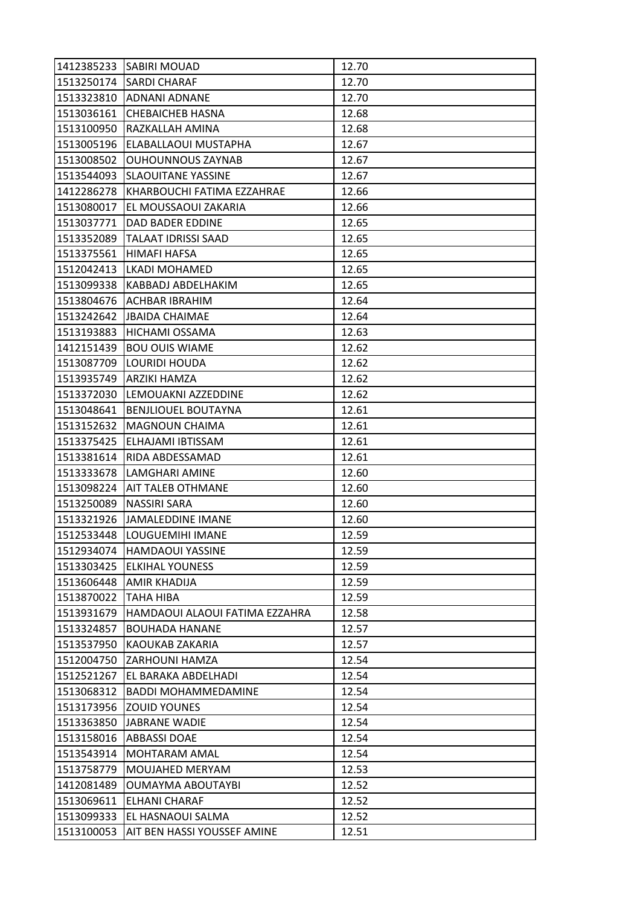| | | |
|---|---|---|
| 1412385233 | SABIRI MOUAD | 12.70 |
| 1513250174 | SARDI CHARAF | 12.70 |
| 1513323810 | ADNANI ADNANE | 12.70 |
| 1513036161 | CHEBAICHEB HASNA | 12.68 |
| 1513100950 | RAZKALLAH AMINA | 12.68 |
| 1513005196 | ELABALLAOUI MUSTAPHA | 12.67 |
| 1513008502 | OUHOUNNOUS ZAYNAB | 12.67 |
| 1513544093 | SLAOUITANE YASSINE | 12.67 |
| 1412286278 | KHARBOUCHI FATIMA EZZAHRAE | 12.66 |
| 1513080017 | EL MOUSSAOUI ZAKARIA | 12.66 |
| 1513037771 | DAD BADER EDDINE | 12.65 |
| 1513352089 | TALAAT IDRISSI SAAD | 12.65 |
| 1513375561 | HIMAFI HAFSA | 12.65 |
| 1512042413 | LKADI MOHAMED | 12.65 |
| 1513099338 | KABBADJ ABDELHAKIM | 12.65 |
| 1513804676 | ACHBAR IBRAHIM | 12.64 |
| 1513242642 | JBAIDA CHAIMAE | 12.64 |
| 1513193883 | HICHAMI OSSAMA | 12.63 |
| 1412151439 | BOU OUIS WIAME | 12.62 |
| 1513087709 | LOURIDI HOUDA | 12.62 |
| 1513935749 | ARZIKI HAMZA | 12.62 |
| 1513372030 | LEMOUAKNI AZZEDDINE | 12.62 |
| 1513048641 | BENJLIOUEL BOUTAYNA | 12.61 |
| 1513152632 | MAGNOUN CHAIMA | 12.61 |
| 1513375425 | ELHAJAMI IBTISSAM | 12.61 |
| 1513381614 | RIDA ABDESSAMAD | 12.61 |
| 1513333678 | LAMGHARI AMINE | 12.60 |
| 1513098224 | AIT TALEB OTHMANE | 12.60 |
| 1513250089 | NASSIRI SARA | 12.60 |
| 1513321926 | JAMALEDDINE IMANE | 12.60 |
| 1512533448 | LOUGUEMIHI IMANE | 12.59 |
| 1512934074 | HAMDAOUI YASSINE | 12.59 |
| 1513303425 | ELKIHAL YOUNESS | 12.59 |
| 1513606448 | AMIR KHADIJA | 12.59 |
| 1513870022 | TAHA HIBA | 12.59 |
| 1513931679 | HAMDAOUI ALAOUI FATIMA EZZAHRA | 12.58 |
| 1513324857 | BOUHADA HANANE | 12.57 |
| 1513537950 | KAOUKAB ZAKARIA | 12.57 |
| 1512004750 | ZARHOUNI HAMZA | 12.54 |
| 1512521267 | EL BARAKA ABDELHADI | 12.54 |
| 1513068312 | BADDI MOHAMMEDAMINE | 12.54 |
| 1513173956 | ZOUID YOUNES | 12.54 |
| 1513363850 | JABRANE WADIE | 12.54 |
| 1513158016 | ABBASSI DOAE | 12.54 |
| 1513543914 | MOHTARAM AMAL | 12.54 |
| 1513758779 | MOUJAHED MERYAM | 12.53 |
| 1412081489 | OUMAYMA ABOUTAYBI | 12.52 |
| 1513069611 | ELHANI CHARAF | 12.52 |
| 1513099333 | EL HASNAOUI SALMA | 12.52 |
| 1513100053 | AIT BEN HASSI YOUSSEF AMINE | 12.51 |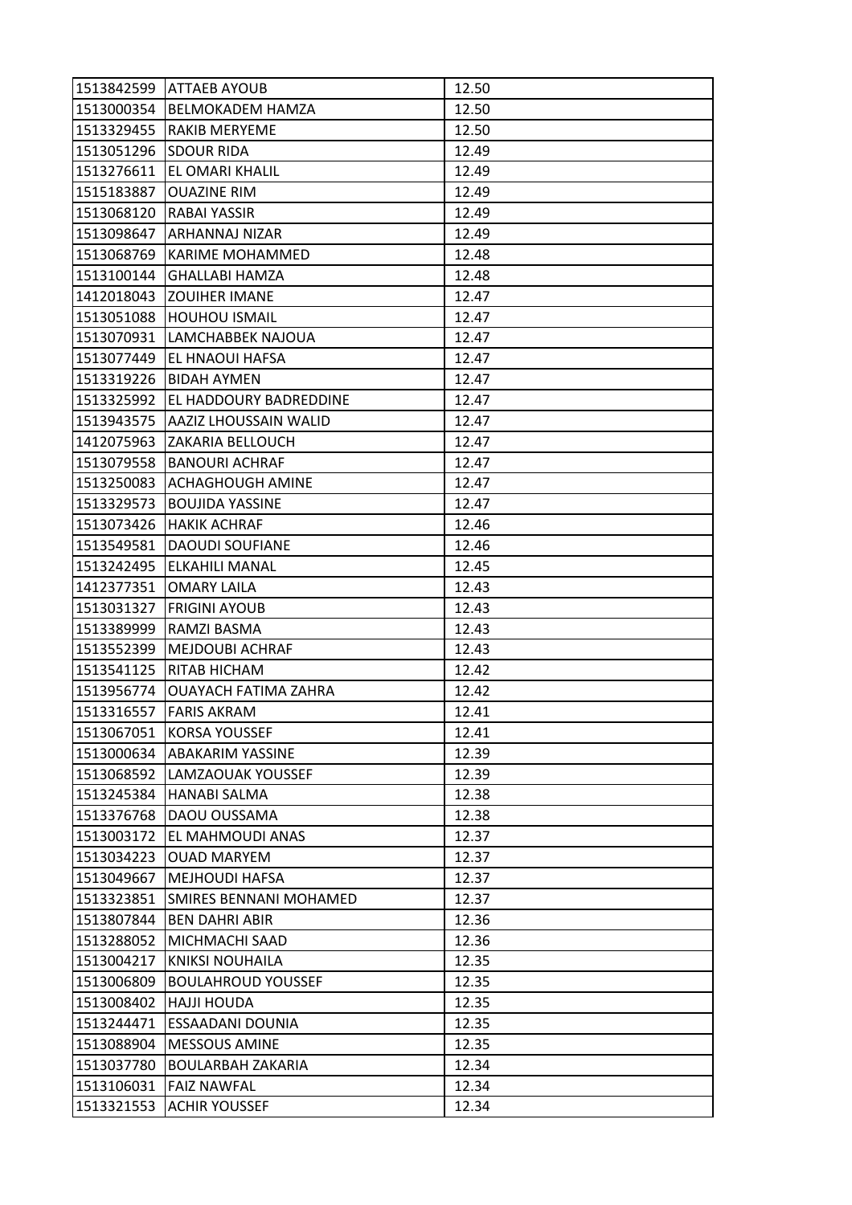| | | |
|---|---|---|
| 1513842599 | ATTAEB AYOUB | 12.50 |
| 1513000354 | BELMOKADEM HAMZA | 12.50 |
| 1513329455 | RAKIB MERYEME | 12.50 |
| 1513051296 | SDOUR RIDA | 12.49 |
| 1513276611 | EL OMARI KHALIL | 12.49 |
| 1515183887 | OUAZINE RIM | 12.49 |
| 1513068120 | RABAI YASSIR | 12.49 |
| 1513098647 | ARHANNAJ NIZAR | 12.49 |
| 1513068769 | KARIME MOHAMMED | 12.48 |
| 1513100144 | GHALLABI HAMZA | 12.48 |
| 1412018043 | ZOUIHER IMANE | 12.47 |
| 1513051088 | HOUHOU ISMAIL | 12.47 |
| 1513070931 | LAMCHABBEK NAJOUA | 12.47 |
| 1513077449 | EL HNAOUI HAFSA | 12.47 |
| 1513319226 | BIDAH AYMEN | 12.47 |
| 1513325992 | EL HADDOURY BADREDDINE | 12.47 |
| 1513943575 | AAZIZ LHOUSSAIN WALID | 12.47 |
| 1412075963 | ZAKARIA BELLOUCH | 12.47 |
| 1513079558 | BANOURI ACHRAF | 12.47 |
| 1513250083 | ACHAGHOUGH AMINE | 12.47 |
| 1513329573 | BOUJIDA YASSINE | 12.47 |
| 1513073426 | HAKIK ACHRAF | 12.46 |
| 1513549581 | DAOUDI SOUFIANE | 12.46 |
| 1513242495 | ELKAHILI MANAL | 12.45 |
| 1412377351 | OMARY LAILA | 12.43 |
| 1513031327 | FRIGINI AYOUB | 12.43 |
| 1513389999 | RAMZI BASMA | 12.43 |
| 1513552399 | MEJDOUBI ACHRAF | 12.43 |
| 1513541125 | RITAB HICHAM | 12.42 |
| 1513956774 | OUAYACH FATIMA ZAHRA | 12.42 |
| 1513316557 | FARIS AKRAM | 12.41 |
| 1513067051 | KORSA YOUSSEF | 12.41 |
| 1513000634 | ABAKARIM YASSINE | 12.39 |
| 1513068592 | LAMZAOUAK YOUSSEF | 12.39 |
| 1513245384 | HANABI SALMA | 12.38 |
| 1513376768 | DAOU OUSSAMA | 12.38 |
| 1513003172 | EL MAHMOUDI ANAS | 12.37 |
| 1513034223 | OUAD MARYEM | 12.37 |
| 1513049667 | MEJHOUDI HAFSA | 12.37 |
| 1513323851 | SMIRES BENNANI MOHAMED | 12.37 |
| 1513807844 | BEN DAHRI ABIR | 12.36 |
| 1513288052 | MICHMACHI SAAD | 12.36 |
| 1513004217 | KNIKSI NOUHAILA | 12.35 |
| 1513006809 | BOULAHROUD YOUSSEF | 12.35 |
| 1513008402 | HAJJI HOUDA | 12.35 |
| 1513244471 | ESSAADANI DOUNIA | 12.35 |
| 1513088904 | MESSOUS AMINE | 12.35 |
| 1513037780 | BOULARBAH ZAKARIA | 12.34 |
| 1513106031 | FAIZ NAWFAL | 12.34 |
| 1513321553 | ACHIR YOUSSEF | 12.34 |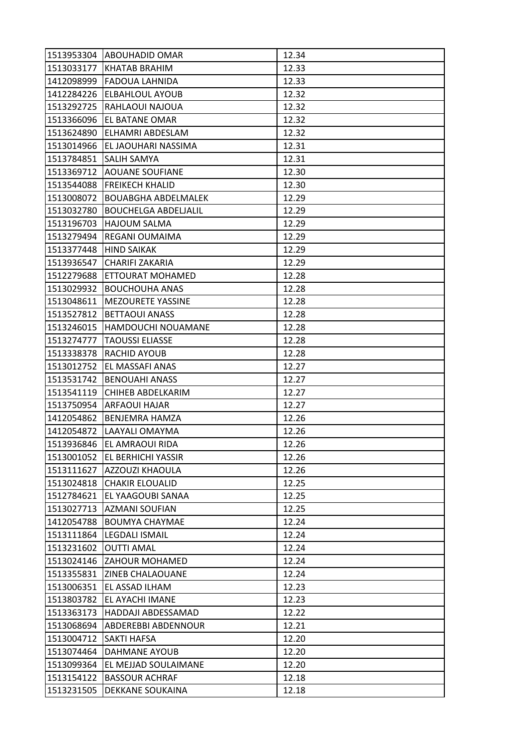| | | |
|---|---|---|
| 1513953304 | ABOUHADID OMAR | 12.34 |
| 1513033177 | KHATAB BRAHIM | 12.33 |
| 1412098999 | FADOUA LAHNIDA | 12.33 |
| 1412284226 | ELBAHLOUL AYOUB | 12.32 |
| 1513292725 | RAHLAOUI NAJOUA | 12.32 |
| 1513366096 | EL BATANE OMAR | 12.32 |
| 1513624890 | ELHAMRI ABDESLAM | 12.32 |
| 1513014966 | EL JAOUHARI NASSIMA | 12.31 |
| 1513784851 | SALIH SAMYA | 12.31 |
| 1513369712 | AOUANE SOUFIANE | 12.30 |
| 1513544088 | FREIKECH KHALID | 12.30 |
| 1513008072 | BOUABGHA ABDELMALEK | 12.29 |
| 1513032780 | BOUCHELGA ABDELJALIL | 12.29 |
| 1513196703 | HAJOUM SALMA | 12.29 |
| 1513279494 | REGANI OUMAIMA | 12.29 |
| 1513377448 | HIND SAIKAK | 12.29 |
| 1513936547 | CHARIFI ZAKARIA | 12.29 |
| 1512279688 | ETTOURAT MOHAMED | 12.28 |
| 1513029932 | BOUCHOUHA ANAS | 12.28 |
| 1513048611 | MEZOURETE YASSINE | 12.28 |
| 1513527812 | BETTAOUI ANASS | 12.28 |
| 1513246015 | HAMDOUCHI NOUAMANE | 12.28 |
| 1513274777 | TAOUSSI ELIASSE | 12.28 |
| 1513338378 | RACHID AYOUB | 12.28 |
| 1513012752 | EL MASSAFI ANAS | 12.27 |
| 1513531742 | BENOUAHI ANASS | 12.27 |
| 1513541119 | CHIHEB ABDELKARIM | 12.27 |
| 1513750954 | ARFAOUI HAJAR | 12.27 |
| 1412054862 | BENJEMRA HAMZA | 12.26 |
| 1412054872 | LAAYALI OMAYMA | 12.26 |
| 1513936846 | EL AMRAOUI RIDA | 12.26 |
| 1513001052 | EL BERHICHI YASSIR | 12.26 |
| 1513111627 | AZZOUZI KHAOULA | 12.26 |
| 1513024818 | CHAKIR ELOUALID | 12.25 |
| 1512784621 | EL YAAGOUBI SANAA | 12.25 |
| 1513027713 | AZMANI SOUFIAN | 12.25 |
| 1412054788 | BOUMYA CHAYMAE | 12.24 |
| 1513111864 | LEGDALI ISMAIL | 12.24 |
| 1513231602 | OUTTI AMAL | 12.24 |
| 1513024146 | ZAHOUR MOHAMED | 12.24 |
| 1513355831 | ZINEB CHALAOUANE | 12.24 |
| 1513006351 | EL ASSAD ILHAM | 12.23 |
| 1513803782 | EL AYACHI IMANE | 12.23 |
| 1513363173 | HADDAJI ABDESSAMAD | 12.22 |
| 1513068694 | ABDEREBBI ABDENNOUR | 12.21 |
| 1513004712 | SAKTI HAFSA | 12.20 |
| 1513074464 | DAHMANE AYOUB | 12.20 |
| 1513099364 | EL MEJJAD SOULAIMANE | 12.20 |
| 1513154122 | BASSOUR ACHRAF | 12.18 |
| 1513231505 | DEKKANE SOUKAINA | 12.18 |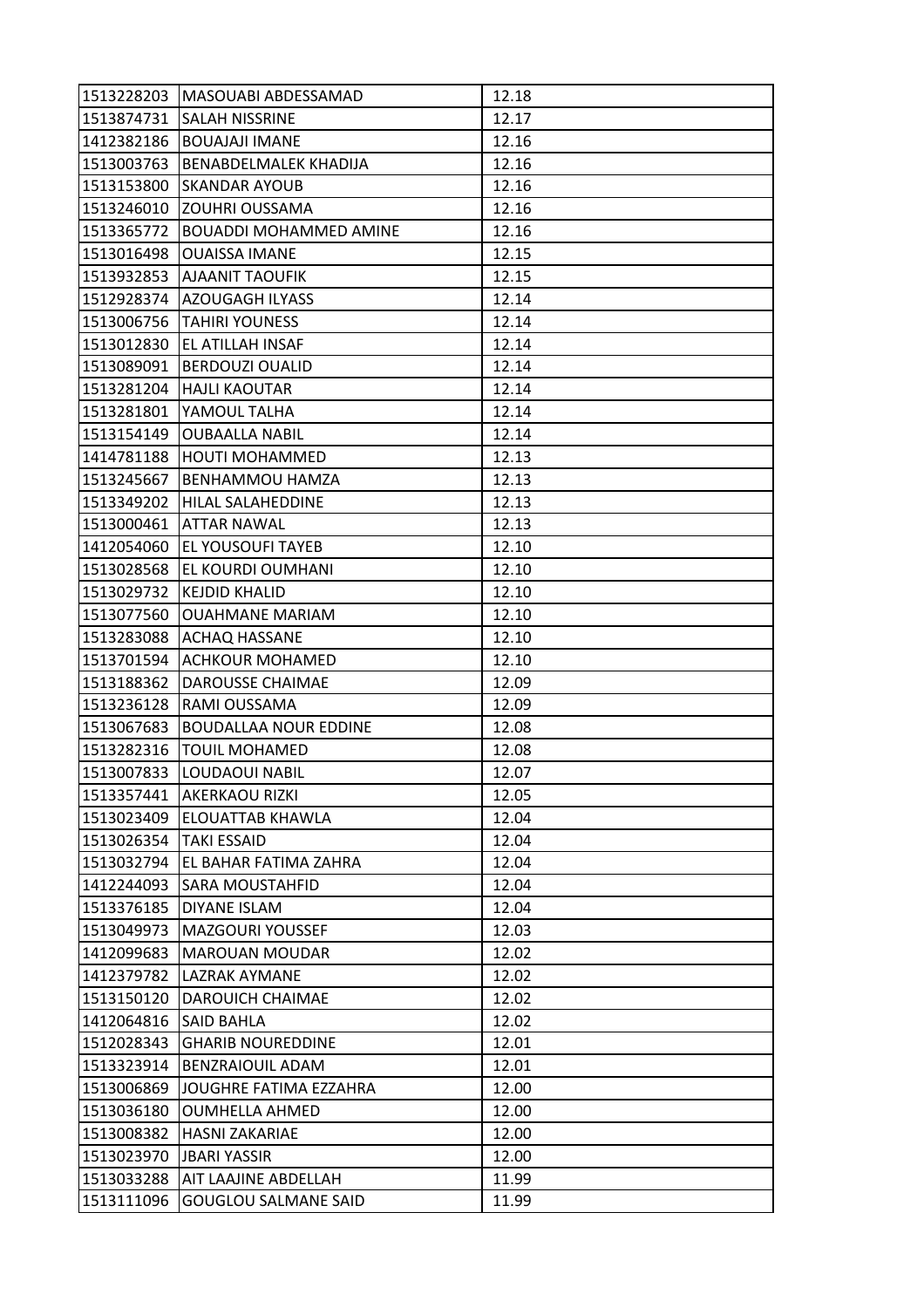| | | |
|---|---|---|
| 1513228203 | MASOUABI ABDESSAMAD | 12.18 |
| 1513874731 | SALAH NISSRINE | 12.17 |
| 1412382186 | BOUAJAJI IMANE | 12.16 |
| 1513003763 | BENABDELMALEK KHADIJA | 12.16 |
| 1513153800 | SKANDAR AYOUB | 12.16 |
| 1513246010 | ZOUHRI OUSSAMA | 12.16 |
| 1513365772 | BOUADDI MOHAMMED AMINE | 12.16 |
| 1513016498 | OUAISSA IMANE | 12.15 |
| 1513932853 | AJAANIT TAOUFIK | 12.15 |
| 1512928374 | AZOUGAGH ILYASS | 12.14 |
| 1513006756 | TAHIRI YOUNESS | 12.14 |
| 1513012830 | EL ATILLAH INSAF | 12.14 |
| 1513089091 | BERDOUZI OUALID | 12.14 |
| 1513281204 | HAJLI KAOUTAR | 12.14 |
| 1513281801 | YAMOUL TALHA | 12.14 |
| 1513154149 | OUBAALLA NABIL | 12.14 |
| 1414781188 | HOUTI MOHAMMED | 12.13 |
| 1513245667 | BENHAMMOU HAMZA | 12.13 |
| 1513349202 | HILAL SALAHEDDINE | 12.13 |
| 1513000461 | ATTAR NAWAL | 12.13 |
| 1412054060 | EL YOUSOUFI TAYEB | 12.10 |
| 1513028568 | EL KOURDI OUMHANI | 12.10 |
| 1513029732 | KEJDID KHALID | 12.10 |
| 1513077560 | OUAHMANE MARIAM | 12.10 |
| 1513283088 | ACHAQ HASSANE | 12.10 |
| 1513701594 | ACHKOUR MOHAMED | 12.10 |
| 1513188362 | DAROUSSE CHAIMAE | 12.09 |
| 1513236128 | RAMI OUSSAMA | 12.09 |
| 1513067683 | BOUDALLAA NOUR EDDINE | 12.08 |
| 1513282316 | TOUIL MOHAMED | 12.08 |
| 1513007833 | LOUDAOUI NABIL | 12.07 |
| 1513357441 | AKERKAOU RIZKI | 12.05 |
| 1513023409 | ELOUATTAB KHAWLA | 12.04 |
| 1513026354 | TAKI ESSAID | 12.04 |
| 1513032794 | EL BAHAR FATIMA ZAHRA | 12.04 |
| 1412244093 | SARA MOUSTAHFID | 12.04 |
| 1513376185 | DIYANE ISLAM | 12.04 |
| 1513049973 | MAZGOURI YOUSSEF | 12.03 |
| 1412099683 | MAROUAN MOUDAR | 12.02 |
| 1412379782 | LAZRAK AYMANE | 12.02 |
| 1513150120 | DAROUICH CHAIMAE | 12.02 |
| 1412064816 | SAID BAHLA | 12.02 |
| 1512028343 | GHARIB NOUREDDINE | 12.01 |
| 1513323914 | BENZRAIOUIL ADAM | 12.01 |
| 1513006869 | JOUGHRE FATIMA EZZAHRA | 12.00 |
| 1513036180 | OUMHELLA AHMED | 12.00 |
| 1513008382 | HASNI ZAKARIAE | 12.00 |
| 1513023970 | JBARI YASSIR | 12.00 |
| 1513033288 | AIT LAAJINE ABDELLAH | 11.99 |
| 1513111096 | GOUGLOU SALMANE SAID | 11.99 |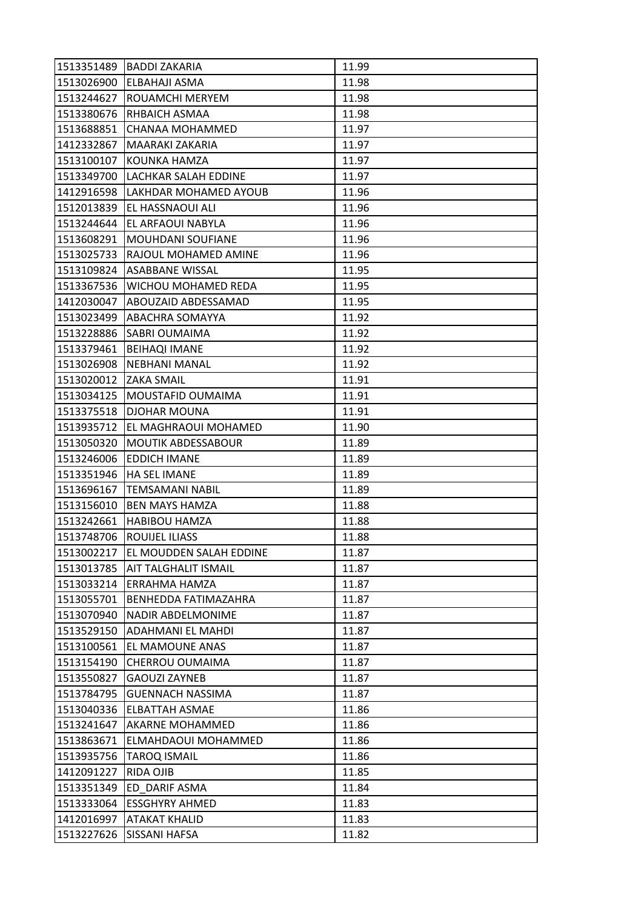| | | |
|---|---|---|
| 1513351489 | BADDI ZAKARIA | 11.99 |
| 1513026900 | ELBAHAJI ASMA | 11.98 |
| 1513244627 | ROUAMCHI MERYEM | 11.98 |
| 1513380676 | RHBAICH ASMAA | 11.98 |
| 1513688851 | CHANAA MOHAMMED | 11.97 |
| 1412332867 | MAARAKI ZAKARIA | 11.97 |
| 1513100107 | KOUNKA HAMZA | 11.97 |
| 1513349700 | LACHKAR SALAH EDDINE | 11.97 |
| 1412916598 | LAKHDAR MOHAMED AYOUB | 11.96 |
| 1512013839 | EL HASSNAOUI ALI | 11.96 |
| 1513244644 | EL ARFAOUI NABYLA | 11.96 |
| 1513608291 | MOUHDANI SOUFIANE | 11.96 |
| 1513025733 | RAJOUL MOHAMED AMINE | 11.96 |
| 1513109824 | ASABBANE WISSAL | 11.95 |
| 1513367536 | WICHOU MOHAMED REDA | 11.95 |
| 1412030047 | ABOUZAID ABDESSAMAD | 11.95 |
| 1513023499 | ABACHRA SOMAYYA | 11.92 |
| 1513228886 | SABRI OUMAIMA | 11.92 |
| 1513379461 | BEIHAQI IMANE | 11.92 |
| 1513026908 | NEBHANI MANAL | 11.92 |
| 1513020012 | ZAKA SMAIL | 11.91 |
| 1513034125 | MOUSTAFID OUMAIMA | 11.91 |
| 1513375518 | DJOHAR MOUNA | 11.91 |
| 1513935712 | EL MAGHRAOUI MOHAMED | 11.90 |
| 1513050320 | MOUTIK ABDESSABOUR | 11.89 |
| 1513246006 | EDDICH IMANE | 11.89 |
| 1513351946 | HA SEL IMANE | 11.89 |
| 1513696167 | TEMSAMANI NABIL | 11.89 |
| 1513156010 | BEN MAYS HAMZA | 11.88 |
| 1513242661 | HABIBOU HAMZA | 11.88 |
| 1513748706 | ROUIJEL ILIASS | 11.88 |
| 1513002217 | EL MOUDDEN SALAH EDDINE | 11.87 |
| 1513013785 | AIT TALGHALIT ISMAIL | 11.87 |
| 1513033214 | ERRAHMA HAMZA | 11.87 |
| 1513055701 | BENHEDDA FATIMAZAHRA | 11.87 |
| 1513070940 | NADIR ABDELMONIME | 11.87 |
| 1513529150 | ADAHMANI EL MAHDI | 11.87 |
| 1513100561 | EL MAMOUNE ANAS | 11.87 |
| 1513154190 | CHERROU OUMAIMA | 11.87 |
| 1513550827 | GAOUZI ZAYNEB | 11.87 |
| 1513784795 | GUENNACH NASSIMA | 11.87 |
| 1513040336 | ELBATTAH ASMAE | 11.86 |
| 1513241647 | AKARNE MOHAMMED | 11.86 |
| 1513863671 | ELMAHDAOUI MOHAMMED | 11.86 |
| 1513935756 | TAROQ ISMAIL | 11.86 |
| 1412091227 | RIDA OJIB | 11.85 |
| 1513351349 | ED_DARIF ASMA | 11.84 |
| 1513333064 | ESSGHYRY AHMED | 11.83 |
| 1412016997 | ATAKAT KHALID | 11.83 |
| 1513227626 | SISSANI HAFSA | 11.82 |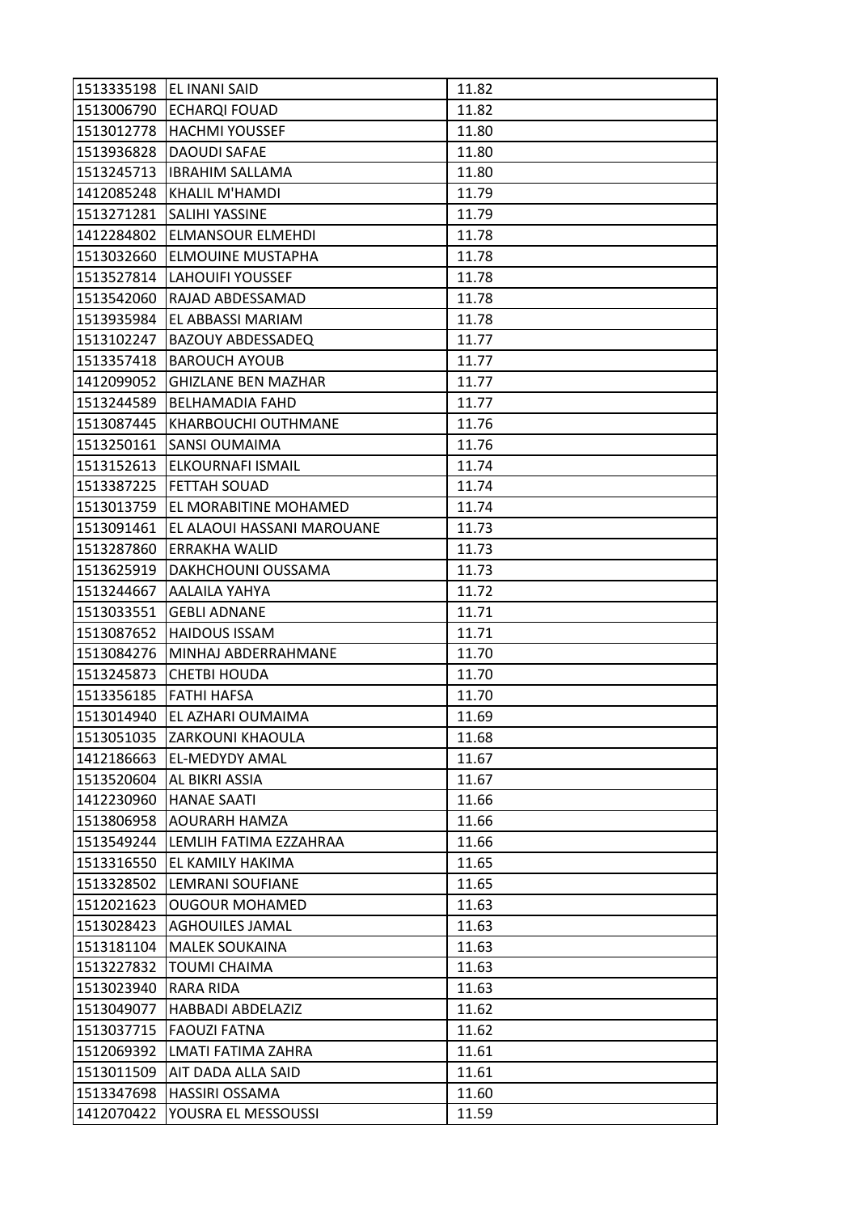| | | |
|---|---|---|
| 1513335198 | EL INANI SAID | 11.82 |
| 1513006790 | ECHARQI FOUAD | 11.82 |
| 1513012778 | HACHMI YOUSSEF | 11.80 |
| 1513936828 | DAOUDI SAFAE | 11.80 |
| 1513245713 | IBRAHIM SALLAMA | 11.80 |
| 1412085248 | KHALIL M'HAMDI | 11.79 |
| 1513271281 | SALIHI YASSINE | 11.79 |
| 1412284802 | ELMANSOUR ELMEHDI | 11.78 |
| 1513032660 | ELMOUINE MUSTAPHA | 11.78 |
| 1513527814 | LAHOUIFI YOUSSEF | 11.78 |
| 1513542060 | RAJAD ABDESSAMAD | 11.78 |
| 1513935984 | EL ABBASSI MARIAM | 11.78 |
| 1513102247 | BAZOUY ABDESSADEQ | 11.77 |
| 1513357418 | BAROUCH AYOUB | 11.77 |
| 1412099052 | GHIZLANE BEN MAZHAR | 11.77 |
| 1513244589 | BELHAMADIA FAHD | 11.77 |
| 1513087445 | KHARBOUCHI OUTHMANE | 11.76 |
| 1513250161 | SANSI OUMAIMA | 11.76 |
| 1513152613 | ELKOURNAFI ISMAIL | 11.74 |
| 1513387225 | FETTAH SOUAD | 11.74 |
| 1513013759 | EL MORABITINE MOHAMED | 11.74 |
| 1513091461 | EL ALAOUI HASSANI MAROUANE | 11.73 |
| 1513287860 | ERRAKHA WALID | 11.73 |
| 1513625919 | DAKHCHOUNI OUSSAMA | 11.73 |
| 1513244667 | AALAILA YAHYA | 11.72 |
| 1513033551 | GEBLI ADNANE | 11.71 |
| 1513087652 | HAIDOUS ISSAM | 11.71 |
| 1513084276 | MINHAJ ABDERRAHMANE | 11.70 |
| 1513245873 | CHETBI HOUDA | 11.70 |
| 1513356185 | FATHI HAFSA | 11.70 |
| 1513014940 | EL AZHARI OUMAIMA | 11.69 |
| 1513051035 | ZARKOUNI KHAOULA | 11.68 |
| 1412186663 | EL-MEDYDY AMAL | 11.67 |
| 1513520604 | AL BIKRI ASSIA | 11.67 |
| 1412230960 | HANAE SAATI | 11.66 |
| 1513806958 | AOURARH HAMZA | 11.66 |
| 1513549244 | LEMLIH FATIMA EZZAHRAA | 11.66 |
| 1513316550 | EL KAMILY HAKIMA | 11.65 |
| 1513328502 | LEMRANI SOUFIANE | 11.65 |
| 1512021623 | OUGOUR MOHAMED | 11.63 |
| 1513028423 | AGHOUILES JAMAL | 11.63 |
| 1513181104 | MALEK SOUKAINA | 11.63 |
| 1513227832 | TOUMI CHAIMA | 11.63 |
| 1513023940 | RARA RIDA | 11.63 |
| 1513049077 | HABBADI ABDELAZIZ | 11.62 |
| 1513037715 | FAOUZI FATNA | 11.62 |
| 1512069392 | LMATI FATIMA ZAHRA | 11.61 |
| 1513011509 | AIT DADA ALLA SAID | 11.61 |
| 1513347698 | HASSIRI OSSAMA | 11.60 |
| 1412070422 | YOUSRA EL MESSOUSSI | 11.59 |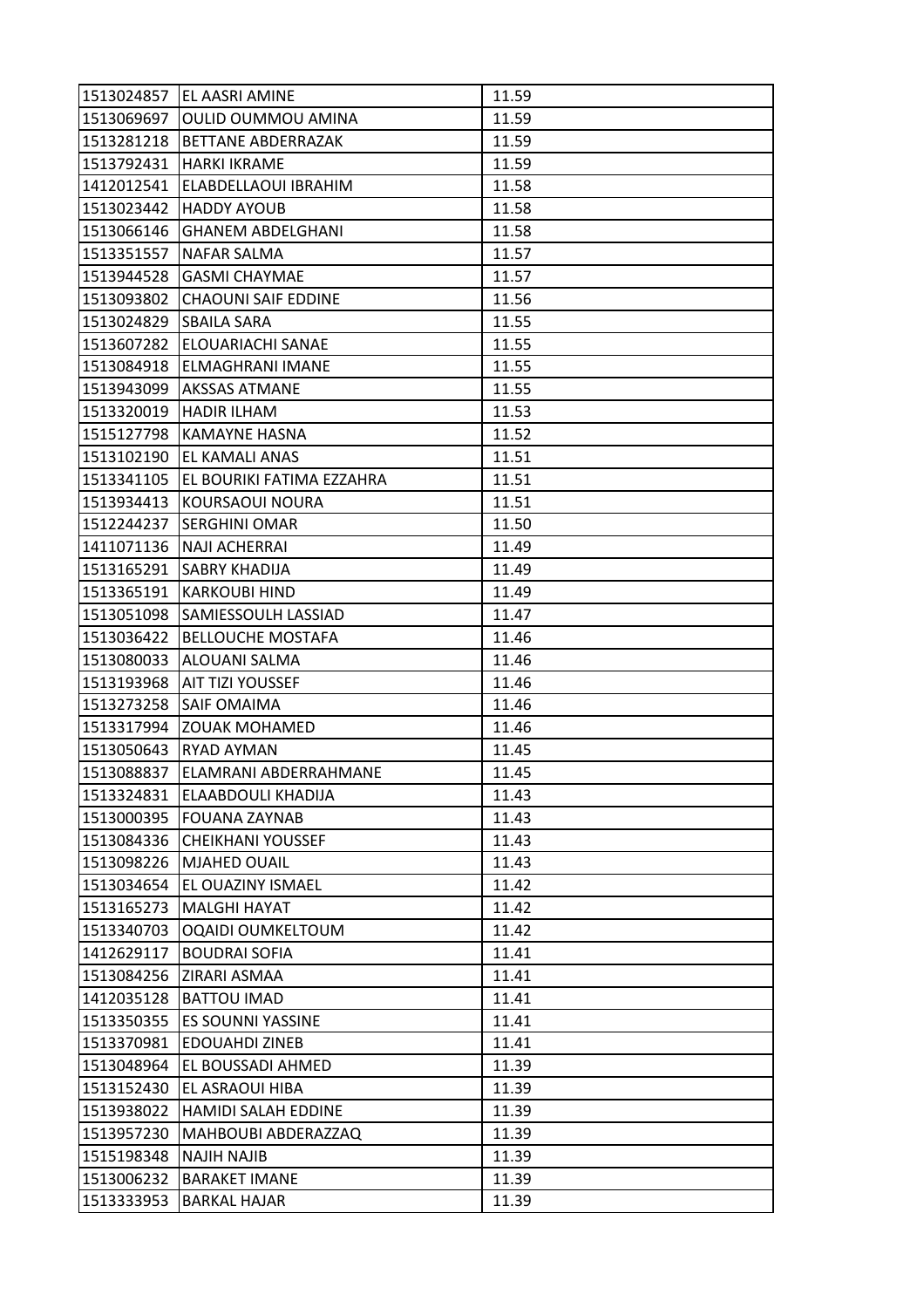| | | |
|---|---|---|
| 1513024857 | EL AASRI AMINE | 11.59 |
| 1513069697 | OULID OUMMOU AMINA | 11.59 |
| 1513281218 | BETTANE ABDERRAZAK | 11.59 |
| 1513792431 | HARKI IKRAME | 11.59 |
| 1412012541 | ELABDELLAOUI IBRAHIM | 11.58 |
| 1513023442 | HADDY AYOUB | 11.58 |
| 1513066146 | GHANEM ABDELGHANI | 11.58 |
| 1513351557 | NAFAR SALMA | 11.57 |
| 1513944528 | GASMI CHAYMAE | 11.57 |
| 1513093802 | CHAOUNI SAIF EDDINE | 11.56 |
| 1513024829 | SBAILA SARA | 11.55 |
| 1513607282 | ELOUARIACHI SANAE | 11.55 |
| 1513084918 | ELMAGHRANI IMANE | 11.55 |
| 1513943099 | AKSSAS ATMANE | 11.55 |
| 1513320019 | HADIR ILHAM | 11.53 |
| 1515127798 | KAMAYNE HASNA | 11.52 |
| 1513102190 | EL KAMALI ANAS | 11.51 |
| 1513341105 | EL BOURIKI FATIMA EZZAHRA | 11.51 |
| 1513934413 | KOURSAOUI NOURA | 11.51 |
| 1512244237 | SERGHINI OMAR | 11.50 |
| 1411071136 | NAJI ACHERRAI | 11.49 |
| 1513165291 | SABRY KHADIJA | 11.49 |
| 1513365191 | KARKOUBI HIND | 11.49 |
| 1513051098 | SAMIESSOULH LASSIAD | 11.47 |
| 1513036422 | BELLOUCHE MOSTAFA | 11.46 |
| 1513080033 | ALOUANI SALMA | 11.46 |
| 1513193968 | AIT TIZI YOUSSEF | 11.46 |
| 1513273258 | SAIF OMAIMA | 11.46 |
| 1513317994 | ZOUAK MOHAMED | 11.46 |
| 1513050643 | RYAD AYMAN | 11.45 |
| 1513088837 | ELAMRANI ABDERRAHMANE | 11.45 |
| 1513324831 | ELAABDOULI KHADIJA | 11.43 |
| 1513000395 | FOUANA ZAYNAB | 11.43 |
| 1513084336 | CHEIKHANI YOUSSEF | 11.43 |
| 1513098226 | MJAHED OUAIL | 11.43 |
| 1513034654 | EL OUAZINY ISMAEL | 11.42 |
| 1513165273 | MALGHI HAYAT | 11.42 |
| 1513340703 | OQAIDI OUMKELTOUM | 11.42 |
| 1412629117 | BOUDRAI SOFIA | 11.41 |
| 1513084256 | ZIRARI ASMAA | 11.41 |
| 1412035128 | BATTOU IMAD | 11.41 |
| 1513350355 | ES SOUNNI YASSINE | 11.41 |
| 1513370981 | EDOUAHDI ZINEB | 11.41 |
| 1513048964 | EL BOUSSADI AHMED | 11.39 |
| 1513152430 | EL ASRAOUI HIBA | 11.39 |
| 1513938022 | HAMIDI SALAH EDDINE | 11.39 |
| 1513957230 | MAHBOUBI ABDERAZZAQ | 11.39 |
| 1515198348 | NAJIH NAJIB | 11.39 |
| 1513006232 | BARAKET IMANE | 11.39 |
| 1513333953 | BARKAL HAJAR | 11.39 |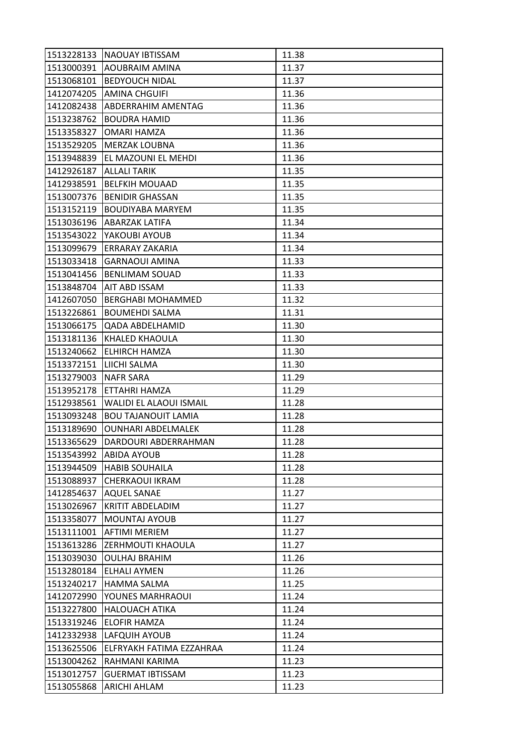| | | |
|---|---|---|
| 1513228133 | NAOUAY IBTISSAM | 11.38 |
| 1513000391 | AOUBRAIM AMINA | 11.37 |
| 1513068101 | BEDYOUCH NIDAL | 11.37 |
| 1412074205 | AMINA CHGUIFI | 11.36 |
| 1412082438 | ABDERRAHIM AMENTAG | 11.36 |
| 1513238762 | BOUDRA HAMID | 11.36 |
| 1513358327 | OMARI HAMZA | 11.36 |
| 1513529205 | MERZAK LOUBNA | 11.36 |
| 1513948839 | EL MAZOUNI EL MEHDI | 11.36 |
| 1412926187 | ALLALI TARIK | 11.35 |
| 1412938591 | BELFKIH MOUAAD | 11.35 |
| 1513007376 | BENIDIR GHASSAN | 11.35 |
| 1513152119 | BOUDIYABA MARYEM | 11.35 |
| 1513036196 | ABARZAK LATIFA | 11.34 |
| 1513543022 | YAKOUBI AYOUB | 11.34 |
| 1513099679 | ERRARAY ZAKARIA | 11.34 |
| 1513033418 | GARNAOUI AMINA | 11.33 |
| 1513041456 | BENLIMAM SOUAD | 11.33 |
| 1513848704 | AIT ABD ISSAM | 11.33 |
| 1412607050 | BERGHABI MOHAMMED | 11.32 |
| 1513226861 | BOUMEHDI SALMA | 11.31 |
| 1513066175 | QADA ABDELHAMID | 11.30 |
| 1513181136 | KHALED KHAOULA | 11.30 |
| 1513240662 | ELHIRCH HAMZA | 11.30 |
| 1513372151 | LIICHI SALMA | 11.30 |
| 1513279003 | NAFR SARA | 11.29 |
| 1513952178 | ETTAHRI HAMZA | 11.29 |
| 1512938561 | WALIDI EL ALAOUI ISMAIL | 11.28 |
| 1513093248 | BOU TAJANOUIT LAMIA | 11.28 |
| 1513189690 | OUNHARI ABDELMALEK | 11.28 |
| 1513365629 | DARDOURI ABDERRAHMAN | 11.28 |
| 1513543992 | ABIDA AYOUB | 11.28 |
| 1513944509 | HABIB SOUHAILA | 11.28 |
| 1513088937 | CHERKAOUI IKRAM | 11.28 |
| 1412854637 | AQUEL SANAE | 11.27 |
| 1513026967 | KRITIT ABDELADIM | 11.27 |
| 1513358077 | MOUNTAJ AYOUB | 11.27 |
| 1513111001 | AFTIMI MERIEM | 11.27 |
| 1513613286 | ZERHMOUTI KHAOULA | 11.27 |
| 1513039030 | OULHAJ BRAHIM | 11.26 |
| 1513280184 | ELHALI AYMEN | 11.26 |
| 1513240217 | HAMMA SALMA | 11.25 |
| 1412072990 | YOUNES MARHRAOUI | 11.24 |
| 1513227800 | HALOUACH ATIKA | 11.24 |
| 1513319246 | ELOFIR HAMZA | 11.24 |
| 1412332938 | LAFQUIH AYOUB | 11.24 |
| 1513625506 | ELFRYAKH FATIMA EZZAHRAA | 11.24 |
| 1513004262 | RAHMANI KARIMA | 11.23 |
| 1513012757 | GUERMAT IBTISSAM | 11.23 |
| 1513055868 | ARICHI AHLAM | 11.23 |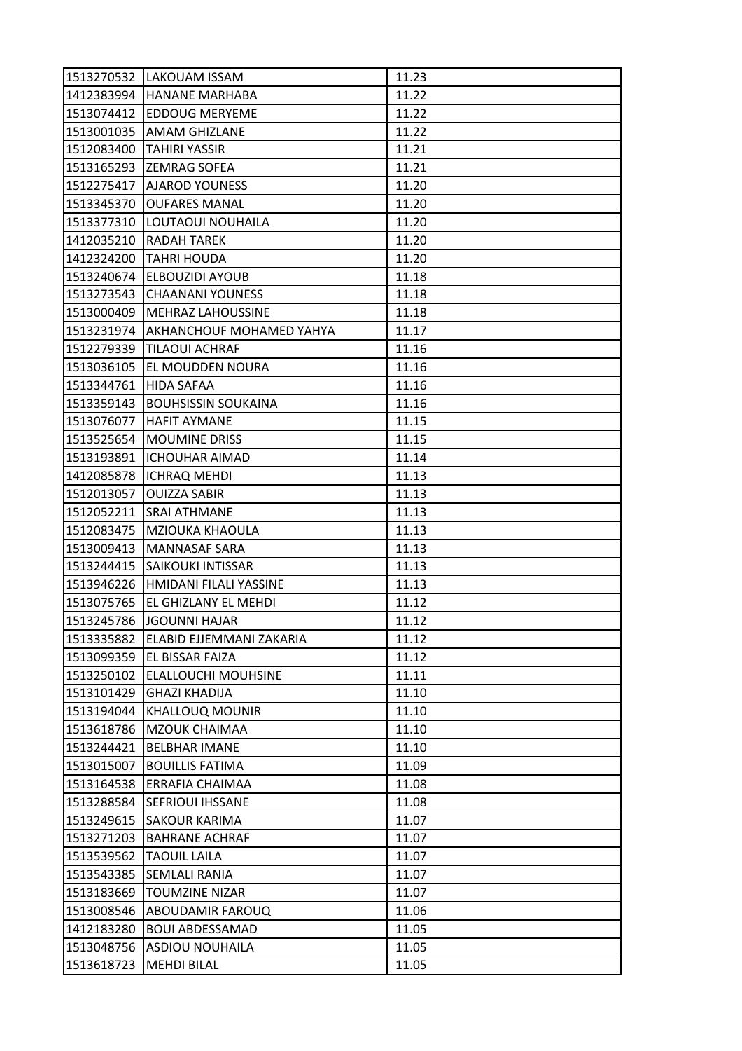| | | |
|---|---|---|
| 1513270532 | LAKOUAM ISSAM | 11.23 |
| 1412383994 | HANANE MARHABA | 11.22 |
| 1513074412 | EDDOUG MERYEME | 11.22 |
| 1513001035 | AMAM GHIZLANE | 11.22 |
| 1512083400 | TAHIRI YASSIR | 11.21 |
| 1513165293 | ZEMRAG SOFEA | 11.21 |
| 1512275417 | AJAROD YOUNESS | 11.20 |
| 1513345370 | OUFARES MANAL | 11.20 |
| 1513377310 | LOUTAOUI NOUHAILA | 11.20 |
| 1412035210 | RADAH TAREK | 11.20 |
| 1412324200 | TAHRI HOUDA | 11.20 |
| 1513240674 | ELBOUZIDI AYOUB | 11.18 |
| 1513273543 | CHAANANI YOUNESS | 11.18 |
| 1513000409 | MEHRAZ LAHOUSSINE | 11.18 |
| 1513231974 | AKHANCHOUF MOHAMED YAHYA | 11.17 |
| 1512279339 | TILAOUI ACHRAF | 11.16 |
| 1513036105 | EL MOUDDEN NOURA | 11.16 |
| 1513344761 | HIDA SAFAA | 11.16 |
| 1513359143 | BOUHSISSIN SOUKAINA | 11.16 |
| 1513076077 | HAFIT AYMANE | 11.15 |
| 1513525654 | MOUMINE DRISS | 11.15 |
| 1513193891 | ICHOUHAR AIMAD | 11.14 |
| 1412085878 | ICHRAQ MEHDI | 11.13 |
| 1512013057 | OUIZZA SABIR | 11.13 |
| 1512052211 | SRAI ATHMANE | 11.13 |
| 1512083475 | MZIOUKA KHAOULA | 11.13 |
| 1513009413 | MANNASAF SARA | 11.13 |
| 1513244415 | SAIKOUKI INTISSAR | 11.13 |
| 1513946226 | HMIDANI FILALI YASSINE | 11.13 |
| 1513075765 | EL GHIZLANY EL MEHDI | 11.12 |
| 1513245786 | JGOUNNI HAJAR | 11.12 |
| 1513335882 | ELABID EJJEMMANI ZAKARIA | 11.12 |
| 1513099359 | EL BISSAR FAIZA | 11.12 |
| 1513250102 | ELALLOUCHI MOUHSINE | 11.11 |
| 1513101429 | GHAZI KHADIJA | 11.10 |
| 1513194044 | KHALLOUQ MOUNIR | 11.10 |
| 1513618786 | MZOUK CHAIMAA | 11.10 |
| 1513244421 | BELBHAR IMANE | 11.10 |
| 1513015007 | BOUILLIS FATIMA | 11.09 |
| 1513164538 | ERRAFIA CHAIMAA | 11.08 |
| 1513288584 | SEFRIOUI IHSSANE | 11.08 |
| 1513249615 | SAKOUR KARIMA | 11.07 |
| 1513271203 | BAHRANE ACHRAF | 11.07 |
| 1513539562 | TAOUIL LAILA | 11.07 |
| 1513543385 | SEMLALI RANIA | 11.07 |
| 1513183669 | TOUMZINE NIZAR | 11.07 |
| 1513008546 | ABOUDAMIR FAROUQ | 11.06 |
| 1412183280 | BOUI ABDESSAMAD | 11.05 |
| 1513048756 | ASDIOU NOUHAILA | 11.05 |
| 1513618723 | MEHDI BILAL | 11.05 |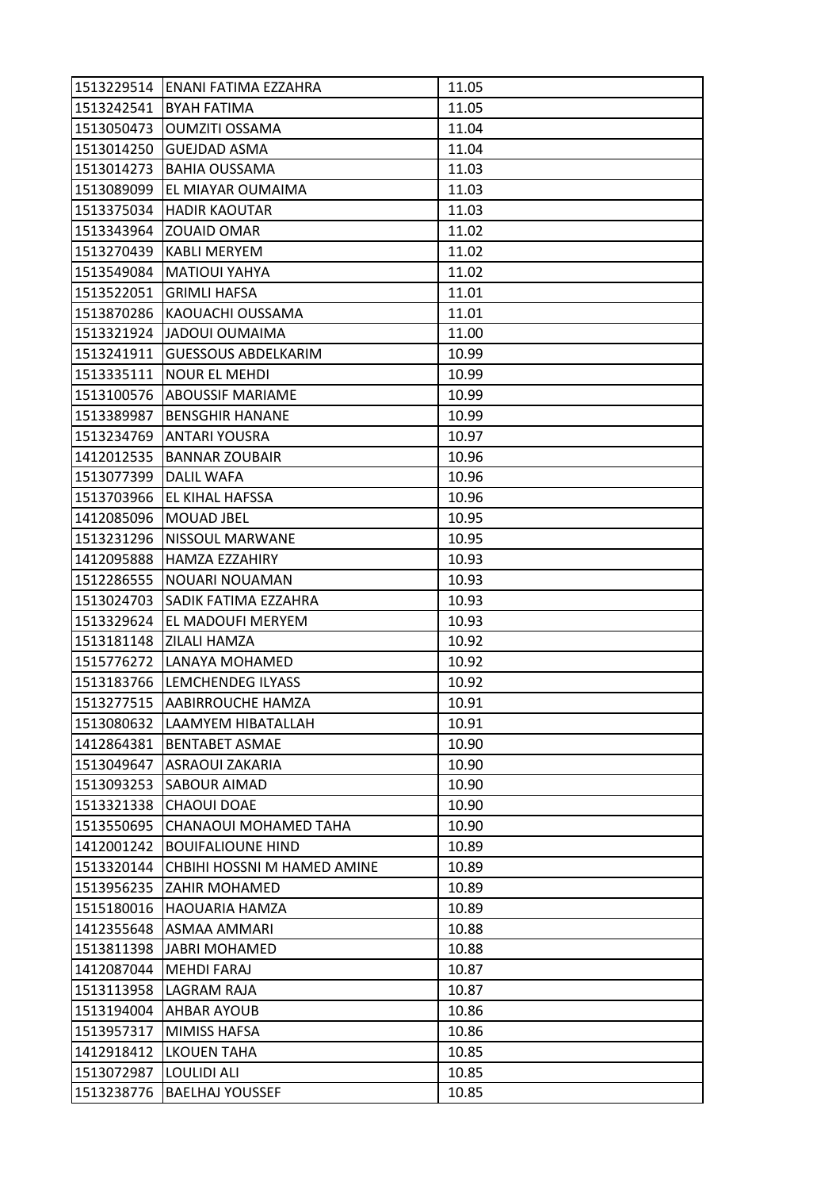| | | |
|---|---|---|
| 1513229514 | ENANI FATIMA EZZAHRA | 11.05 |
| 1513242541 | BYAH FATIMA | 11.05 |
| 1513050473 | OUMZITI OSSAMA | 11.04 |
| 1513014250 | GUEJDAD ASMA | 11.04 |
| 1513014273 | BAHIA OUSSAMA | 11.03 |
| 1513089099 | EL MIAYAR OUMAIMA | 11.03 |
| 1513375034 | HADIR KAOUTAR | 11.03 |
| 1513343964 | ZOUAID OMAR | 11.02 |
| 1513270439 | KABLI MERYEM | 11.02 |
| 1513549084 | MATIOUI YAHYA | 11.02 |
| 1513522051 | GRIMLI HAFSA | 11.01 |
| 1513870286 | KAOUACHI OUSSAMA | 11.01 |
| 1513321924 | JADOUI OUMAIMA | 11.00 |
| 1513241911 | GUESSOUS ABDELKARIM | 10.99 |
| 1513335111 | NOUR EL MEHDI | 10.99 |
| 1513100576 | ABOUSSIF MARIAME | 10.99 |
| 1513389987 | BENSGHIR HANANE | 10.99 |
| 1513234769 | ANTARI YOUSRA | 10.97 |
| 1412012535 | BANNAR ZOUBAIR | 10.96 |
| 1513077399 | DALIL WAFA | 10.96 |
| 1513703966 | EL KIHAL HAFSSA | 10.96 |
| 1412085096 | MOUAD JBEL | 10.95 |
| 1513231296 | NISSOUL MARWANE | 10.95 |
| 1412095888 | HAMZA EZZAHIRY | 10.93 |
| 1512286555 | NOUARI NOUAMAN | 10.93 |
| 1513024703 | SADIK FATIMA EZZAHRA | 10.93 |
| 1513329624 | EL MADOUFI MERYEM | 10.93 |
| 1513181148 | ZILALI HAMZA | 10.92 |
| 1515776272 | LANAYA MOHAMED | 10.92 |
| 1513183766 | LEMCHENDEG ILYASS | 10.92 |
| 1513277515 | AABIRROUCHE HAMZA | 10.91 |
| 1513080632 | LAAMYEM HIBATALLAH | 10.91 |
| 1412864381 | BENTABET ASMAE | 10.90 |
| 1513049647 | ASRAOUI ZAKARIA | 10.90 |
| 1513093253 | SABOUR AIMAD | 10.90 |
| 1513321338 | CHAOUI DOAE | 10.90 |
| 1513550695 | CHANAOUI MOHAMED TAHA | 10.90 |
| 1412001242 | BOUIFALIOUNE HIND | 10.89 |
| 1513320144 | CHBIHI HOSSNI M HAMED AMINE | 10.89 |
| 1513956235 | ZAHIR MOHAMED | 10.89 |
| 1515180016 | HAOUARIA HAMZA | 10.89 |
| 1412355648 | ASMAA AMMARI | 10.88 |
| 1513811398 | JABRI MOHAMED | 10.88 |
| 1412087044 | MEHDI FARAJ | 10.87 |
| 1513113958 | LAGRAM RAJA | 10.87 |
| 1513194004 | AHBAR AYOUB | 10.86 |
| 1513957317 | MIMISS HAFSA | 10.86 |
| 1412918412 | LKOUEN TAHA | 10.85 |
| 1513072987 | LOULIDI ALI | 10.85 |
| 1513238776 | BAELHAJ YOUSSEF | 10.85 |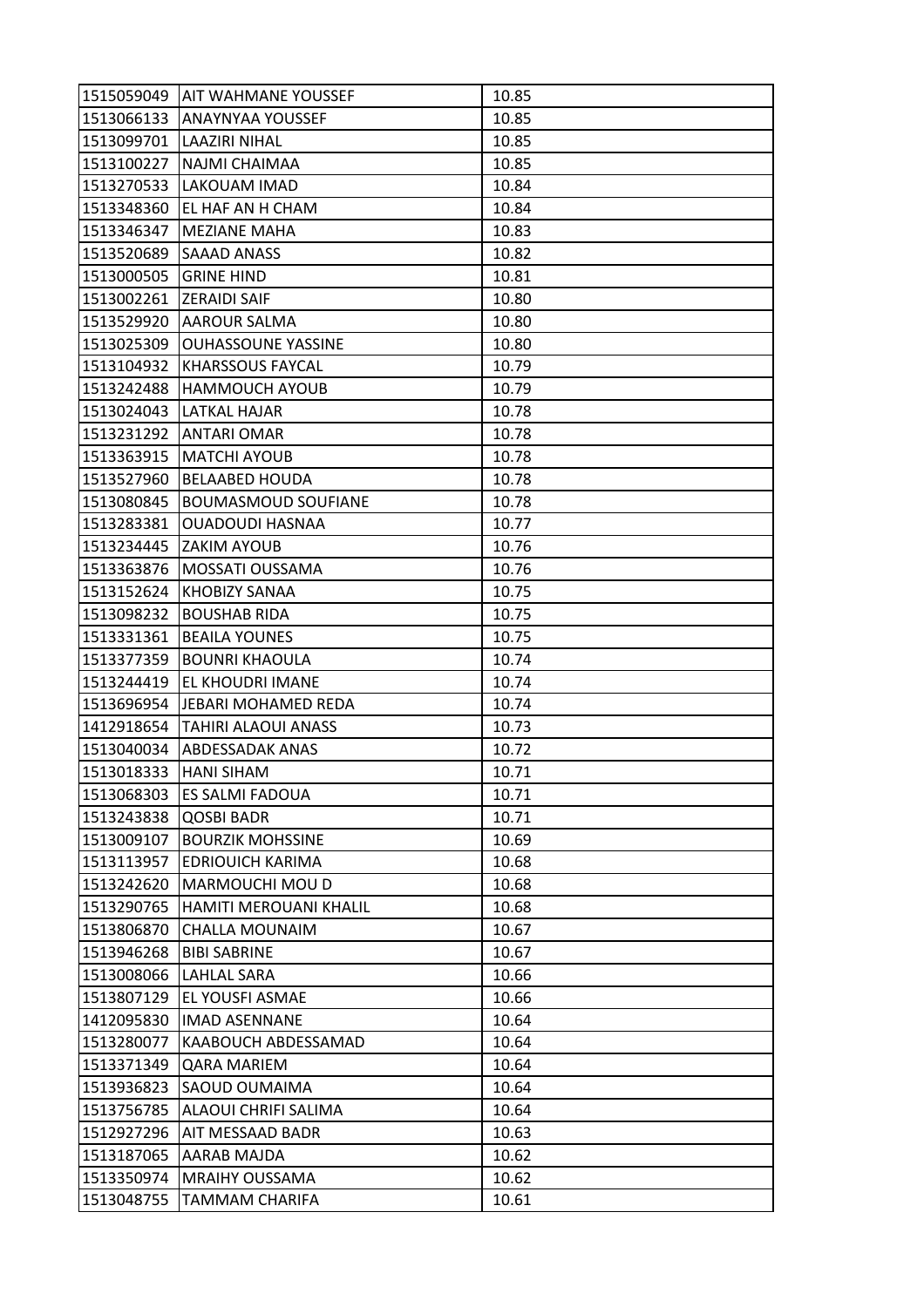| | | |
|---|---|---|
| 1515059049 | AIT WAHMANE YOUSSEF | 10.85 |
| 1513066133 | ANAYNYAA YOUSSEF | 10.85 |
| 1513099701 | LAAZIRI NIHAL | 10.85 |
| 1513100227 | NAJMI CHAIMAA | 10.85 |
| 1513270533 | LAKOUAM IMAD | 10.84 |
| 1513348360 | EL HAF AN H CHAM | 10.84 |
| 1513346347 | MEZIANE MAHA | 10.83 |
| 1513520689 | SAAAD ANASS | 10.82 |
| 1513000505 | GRINE HIND | 10.81 |
| 1513002261 | ZERAIDI SAIF | 10.80 |
| 1513529920 | AAROUR SALMA | 10.80 |
| 1513025309 | OUHASSOUNE YASSINE | 10.80 |
| 1513104932 | KHARSSOUS FAYCAL | 10.79 |
| 1513242488 | HAMMOUCH AYOUB | 10.79 |
| 1513024043 | LATKAL HAJAR | 10.78 |
| 1513231292 | ANTARI OMAR | 10.78 |
| 1513363915 | MATCHI AYOUB | 10.78 |
| 1513527960 | BELAABED HOUDA | 10.78 |
| 1513080845 | BOUMASMOUD SOUFIANE | 10.78 |
| 1513283381 | OUADOUDI HASNAA | 10.77 |
| 1513234445 | ZAKIM AYOUB | 10.76 |
| 1513363876 | MOSSATI OUSSAMA | 10.76 |
| 1513152624 | KHOBIZY SANAA | 10.75 |
| 1513098232 | BOUSHAB RIDA | 10.75 |
| 1513331361 | BEAILA YOUNES | 10.75 |
| 1513377359 | BOUNRI KHAOULA | 10.74 |
| 1513244419 | EL KHOUDRI IMANE | 10.74 |
| 1513696954 | JEBARI MOHAMED REDA | 10.74 |
| 1412918654 | TAHIRI ALAOUI ANASS | 10.73 |
| 1513040034 | ABDESSADAK ANAS | 10.72 |
| 1513018333 | HANI SIHAM | 10.71 |
| 1513068303 | ES SALMI FADOUA | 10.71 |
| 1513243838 | QOSBI BADR | 10.71 |
| 1513009107 | BOURZIK MOHSSINE | 10.69 |
| 1513113957 | EDRIOUICH KARIMA | 10.68 |
| 1513242620 | MARMOUCHI MOU D | 10.68 |
| 1513290765 | HAMITI MEROUANI KHALIL | 10.68 |
| 1513806870 | CHALLA MOUNAIM | 10.67 |
| 1513946268 | BIBI SABRINE | 10.67 |
| 1513008066 | LAHLAL SARA | 10.66 |
| 1513807129 | EL YOUSFI ASMAE | 10.66 |
| 1412095830 | IMAD ASENNANE | 10.64 |
| 1513280077 | KAABOUCH ABDESSAMAD | 10.64 |
| 1513371349 | QARA MARIEM | 10.64 |
| 1513936823 | SAOUD OUMAIMA | 10.64 |
| 1513756785 | ALAOUI CHRIFI SALIMA | 10.64 |
| 1512927296 | AIT MESSAAD BADR | 10.63 |
| 1513187065 | AARAB MAJDA | 10.62 |
| 1513350974 | MRAIHY OUSSAMA | 10.62 |
| 1513048755 | TAMMAM CHARIFA | 10.61 |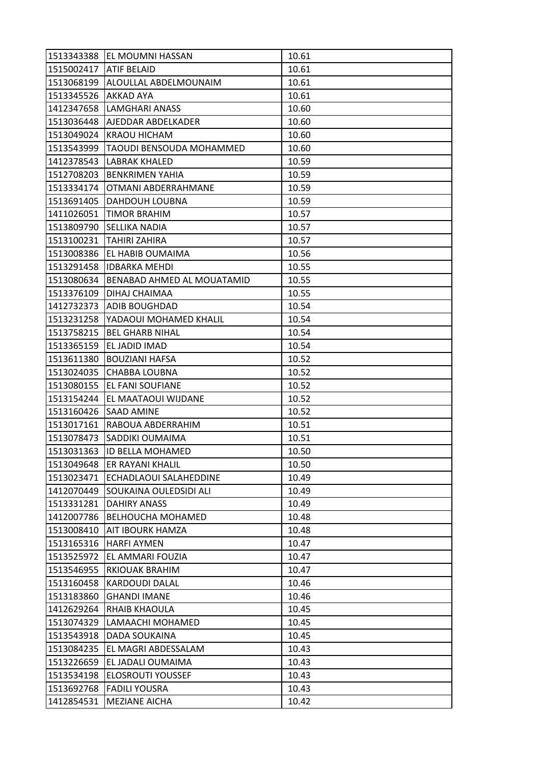| | | |
|---|---|---|
| 1513343388 | EL MOUMNI HASSAN | 10.61 |
| 1515002417 | ATIF BELAID | 10.61 |
| 1513068199 | ALOULLAL ABDELMOUNAIM | 10.61 |
| 1513345526 | AKKAD AYA | 10.61 |
| 1412347658 | LAMGHARI ANASS | 10.60 |
| 1513036448 | AJEDDAR ABDELKADER | 10.60 |
| 1513049024 | KRAOU HICHAM | 10.60 |
| 1513543999 | TAOUDI BENSOUDA MOHAMMED | 10.60 |
| 1412378543 | LABRAK KHALED | 10.59 |
| 1512708203 | BENKRIMEN YAHIA | 10.59 |
| 1513334174 | OTMANI ABDERRAHMANE | 10.59 |
| 1513691405 | DAHDOUH LOUBNA | 10.59 |
| 1411026051 | TIMOR BRAHIM | 10.57 |
| 1513809790 | SELLIKA NADIA | 10.57 |
| 1513100231 | TAHIRI ZAHIRA | 10.57 |
| 1513008386 | EL HABIB OUMAIMA | 10.56 |
| 1513291458 | IDBARKA MEHDI | 10.55 |
| 1513080634 | BENABAD AHMED AL MOUATAMID | 10.55 |
| 1513376109 | DIHAJ CHAIMAA | 10.55 |
| 1412732373 | ADIB BOUGHDAD | 10.54 |
| 1513231258 | YADAOUI MOHAMED KHALIL | 10.54 |
| 1513758215 | BEL GHARB NIHAL | 10.54 |
| 1513365159 | EL JADID IMAD | 10.54 |
| 1513611380 | BOUZIANI HAFSA | 10.52 |
| 1513024035 | CHABBA LOUBNA | 10.52 |
| 1513080155 | EL FANI SOUFIANE | 10.52 |
| 1513154244 | EL MAATAOUI WIJDANE | 10.52 |
| 1513160426 | SAAD AMINE | 10.52 |
| 1513017161 | RABOUA ABDERRAHIM | 10.51 |
| 1513078473 | SADDIKI OUMAIMA | 10.51 |
| 1513031363 | ID BELLA MOHAMED | 10.50 |
| 1513049648 | ER RAYANI KHALIL | 10.50 |
| 1513023471 | ECHADLAOUI SALAHEDDINE | 10.49 |
| 1412070449 | SOUKAINA OULEDSIDI ALI | 10.49 |
| 1513331281 | DAHIRY ANASS | 10.49 |
| 1412007786 | BELHOUCHA MOHAMED | 10.48 |
| 1513008410 | AIT IBOURK HAMZA | 10.48 |
| 1513165316 | HARFI AYMEN | 10.47 |
| 1513525972 | EL AMMARI FOUZIA | 10.47 |
| 1513546955 | RKIOUAK BRAHIM | 10.47 |
| 1513160458 | KARDOUDI DALAL | 10.46 |
| 1513183860 | GHANDI IMANE | 10.46 |
| 1412629264 | RHAIB KHAOULA | 10.45 |
| 1513074329 | LAMAACHI MOHAMED | 10.45 |
| 1513543918 | DADA SOUKAINA | 10.45 |
| 1513084235 | EL MAGRI ABDESSALAM | 10.43 |
| 1513226659 | EL JADALI OUMAIMA | 10.43 |
| 1513534198 | ELOSROUTI YOUSSEF | 10.43 |
| 1513692768 | FADILI YOUSRA | 10.43 |
| 1412854531 | MEZIANE AICHA | 10.42 |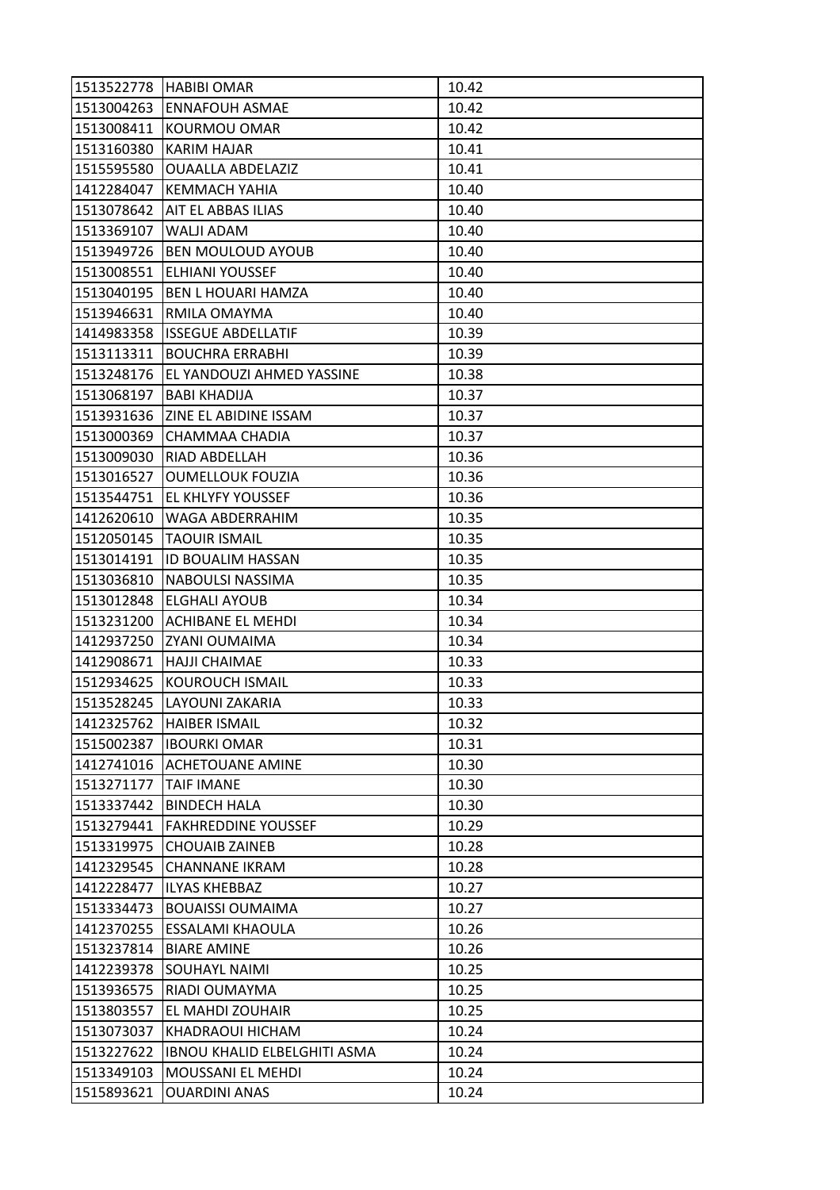| | | |
|---|---|---|
| 1513522778 | HABIBI OMAR | 10.42 |
| 1513004263 | ENNAFOUH ASMAE | 10.42 |
| 1513008411 | KOURMOU OMAR | 10.42 |
| 1513160380 | KARIM HAJAR | 10.41 |
| 1515595580 | OUAALLA ABDELAZIZ | 10.41 |
| 1412284047 | KEMMACH YAHIA | 10.40 |
| 1513078642 | AIT EL ABBAS ILIAS | 10.40 |
| 1513369107 | WALJI ADAM | 10.40 |
| 1513949726 | BEN MOULOUD AYOUB | 10.40 |
| 1513008551 | ELHIANI YOUSSEF | 10.40 |
| 1513040195 | BEN L HOUARI HAMZA | 10.40 |
| 1513946631 | RMILA OMAYMA | 10.40 |
| 1414983358 | ISSEGUE ABDELLATIF | 10.39 |
| 1513113311 | BOUCHRA ERRABHI | 10.39 |
| 1513248176 | EL YANDOUZI AHMED YASSINE | 10.38 |
| 1513068197 | BABI KHADIJA | 10.37 |
| 1513931636 | ZINE EL ABIDINE ISSAM | 10.37 |
| 1513000369 | CHAMMAA CHADIA | 10.37 |
| 1513009030 | RIAD ABDELLAH | 10.36 |
| 1513016527 | OUMELLOUK FOUZIA | 10.36 |
| 1513544751 | EL KHLYFY YOUSSEF | 10.36 |
| 1412620610 | WAGA ABDERRAHIM | 10.35 |
| 1512050145 | TAOUIR ISMAIL | 10.35 |
| 1513014191 | ID BOUALIM HASSAN | 10.35 |
| 1513036810 | NABOULSI NASSIMA | 10.35 |
| 1513012848 | ELGHALI AYOUB | 10.34 |
| 1513231200 | ACHIBANE EL MEHDI | 10.34 |
| 1412937250 | ZYANI OUMAIMA | 10.34 |
| 1412908671 | HAJJI CHAIMAE | 10.33 |
| 1512934625 | KOUROUCH ISMAIL | 10.33 |
| 1513528245 | LAYOUNI ZAKARIA | 10.33 |
| 1412325762 | HAIBER ISMAIL | 10.32 |
| 1515002387 | IBOURKI OMAR | 10.31 |
| 1412741016 | ACHETOUANE AMINE | 10.30 |
| 1513271177 | TAIF IMANE | 10.30 |
| 1513337442 | BINDECH HALA | 10.30 |
| 1513279441 | FAKHREDDINE YOUSSEF | 10.29 |
| 1513319975 | CHOUAIB ZAINEB | 10.28 |
| 1412329545 | CHANNANE IKRAM | 10.28 |
| 1412228477 | ILYAS KHEBBAZ | 10.27 |
| 1513334473 | BOUAISSI OUMAIMA | 10.27 |
| 1412370255 | ESSALAMI KHAOULA | 10.26 |
| 1513237814 | BIARE AMINE | 10.26 |
| 1412239378 | SOUHAYL NAIMI | 10.25 |
| 1513936575 | RIADI OUMAYMA | 10.25 |
| 1513803557 | EL MAHDI ZOUHAIR | 10.25 |
| 1513073037 | KHADRAOUI HICHAM | 10.24 |
| 1513227622 | IBNOU KHALID ELBELGHITI ASMA | 10.24 |
| 1513349103 | MOUSSANI EL MEHDI | 10.24 |
| 1515893621 | OUARDINI ANAS | 10.24 |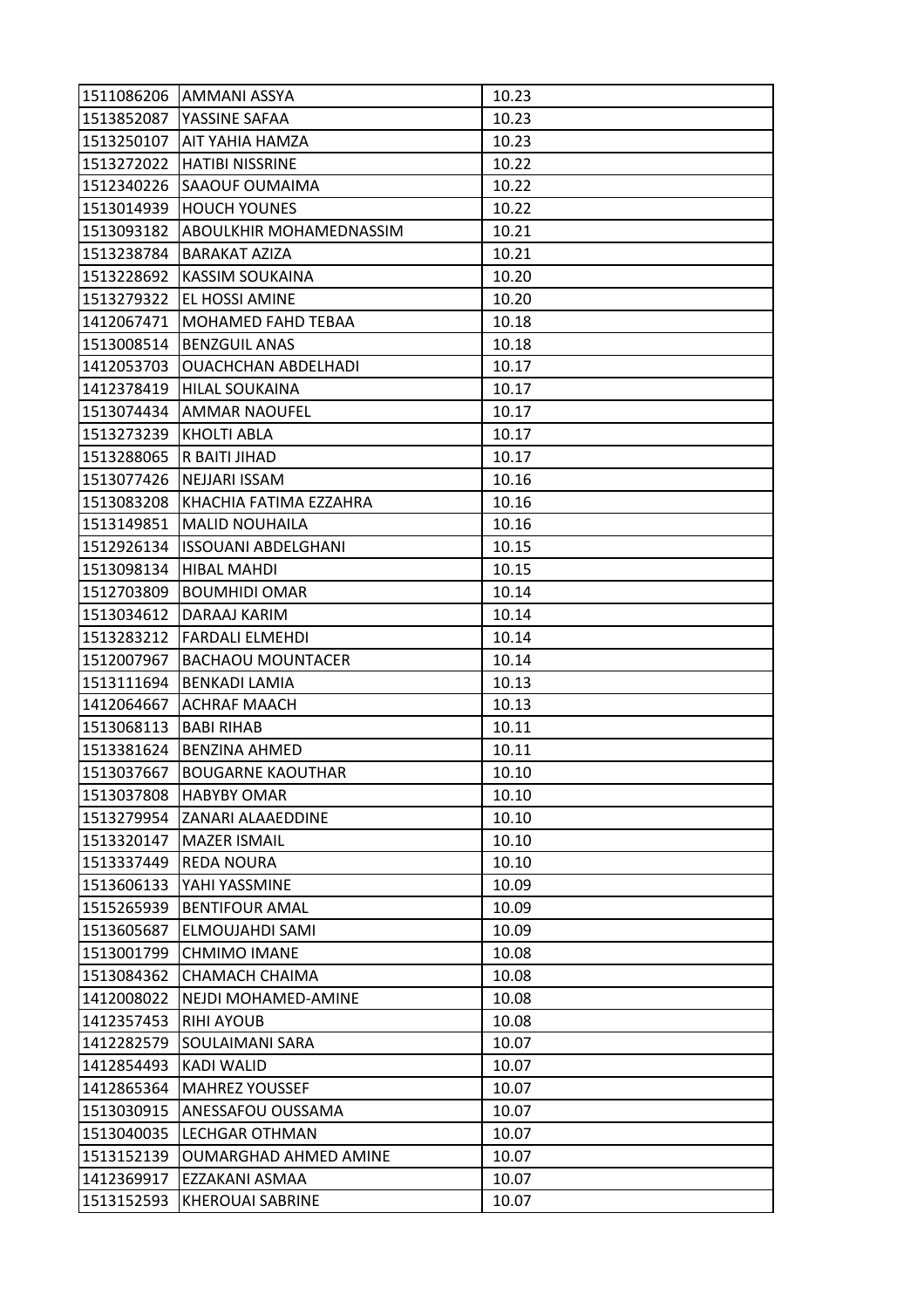| | | |
|---|---|---|
| 1511086206 | AMMANI ASSYA | 10.23 |
| 1513852087 | YASSINE SAFAA | 10.23 |
| 1513250107 | AIT YAHIA HAMZA | 10.23 |
| 1513272022 | HATIBI NISSRINE | 10.22 |
| 1512340226 | SAAOUF OUMAIMA | 10.22 |
| 1513014939 | HOUCH YOUNES | 10.22 |
| 1513093182 | ABOULKHIR MOHAMEDNASSIM | 10.21 |
| 1513238784 | BARAKAT AZIZA | 10.21 |
| 1513228692 | KASSIM SOUKAINA | 10.20 |
| 1513279322 | EL HOSSI AMINE | 10.20 |
| 1412067471 | MOHAMED FAHD TEBAA | 10.18 |
| 1513008514 | BENZGUIL ANAS | 10.18 |
| 1412053703 | OUACHCHAN ABDELHADI | 10.17 |
| 1412378419 | HILAL SOUKAINA | 10.17 |
| 1513074434 | AMMAR NAOUFEL | 10.17 |
| 1513273239 | KHOLTI ABLA | 10.17 |
| 1513288065 | R BAITI JIHAD | 10.17 |
| 1513077426 | NEJJARI ISSAM | 10.16 |
| 1513083208 | KHACHIA FATIMA EZZAHRA | 10.16 |
| 1513149851 | MALID NOUHAILA | 10.16 |
| 1512926134 | ISSOUANI ABDELGHANI | 10.15 |
| 1513098134 | HIBAL MAHDI | 10.15 |
| 1512703809 | BOUMHIDI OMAR | 10.14 |
| 1513034612 | DARAAJ KARIM | 10.14 |
| 1513283212 | FARDALI ELMEHDI | 10.14 |
| 1512007967 | BACHAOU MOUNTACER | 10.14 |
| 1513111694 | BENKADI LAMIA | 10.13 |
| 1412064667 | ACHRAF MAACH | 10.13 |
| 1513068113 | BABI RIHAB | 10.11 |
| 1513381624 | BENZINA AHMED | 10.11 |
| 1513037667 | BOUGARNE KAOUTHAR | 10.10 |
| 1513037808 | HABYBY OMAR | 10.10 |
| 1513279954 | ZANARI ALAAEDDINE | 10.10 |
| 1513320147 | MAZER ISMAIL | 10.10 |
| 1513337449 | REDA NOURA | 10.10 |
| 1513606133 | YAHI YASSMINE | 10.09 |
| 1515265939 | BENTIFOUR AMAL | 10.09 |
| 1513605687 | ELMOUJAHDI SAMI | 10.09 |
| 1513001799 | CHMIMO IMANE | 10.08 |
| 1513084362 | CHAMACH CHAIMA | 10.08 |
| 1412008022 | NEJDI MOHAMED-AMINE | 10.08 |
| 1412357453 | RIHI AYOUB | 10.08 |
| 1412282579 | SOULAIMANI SARA | 10.07 |
| 1412854493 | KADI WALID | 10.07 |
| 1412865364 | MAHREZ YOUSSEF | 10.07 |
| 1513030915 | ANESSAFOU OUSSAMA | 10.07 |
| 1513040035 | LECHGAR OTHMAN | 10.07 |
| 1513152139 | OUMARGHAD AHMED AMINE | 10.07 |
| 1412369917 | EZZAKANI ASMAA | 10.07 |
| 1513152593 | KHEROUAI SABRINE | 10.07 |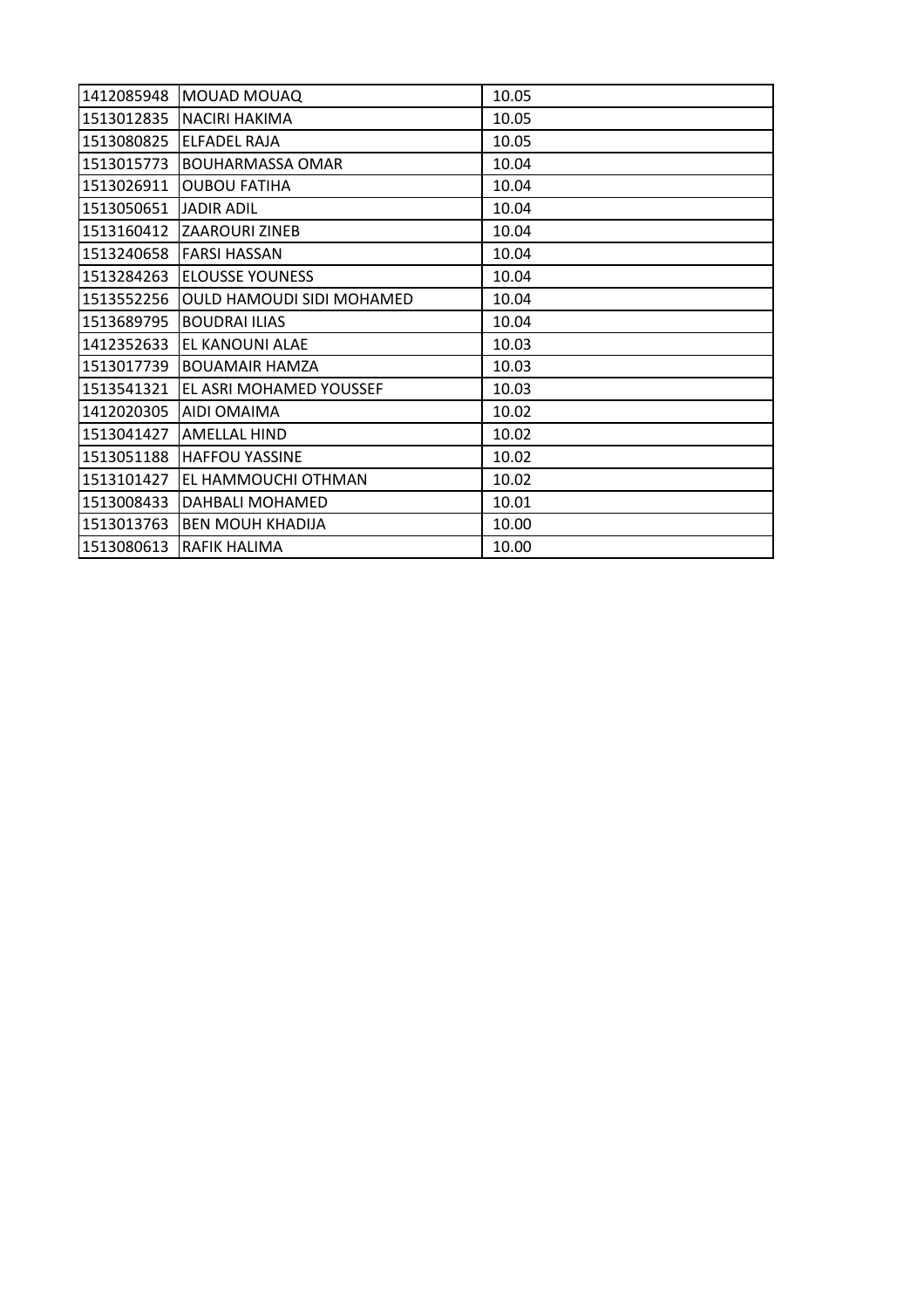| | | |
|---|---|---|
| 1412085948 | MOUAD MOUAQ | 10.05 |
| 1513012835 | NACIRI HAKIMA | 10.05 |
| 1513080825 | ELFADEL RAJA | 10.05 |
| 1513015773 | BOUHARMASSA OMAR | 10.04 |
| 1513026911 | OUBOU FATIHA | 10.04 |
| 1513050651 | JADIR ADIL | 10.04 |
| 1513160412 | ZAAROURI ZINEB | 10.04 |
| 1513240658 | FARSI HASSAN | 10.04 |
| 1513284263 | ELOUSSE YOUNESS | 10.04 |
| 1513552256 | OULD HAMOUDI SIDI MOHAMED | 10.04 |
| 1513689795 | BOUDRAI ILIAS | 10.04 |
| 1412352633 | EL KANOUNI ALAE | 10.03 |
| 1513017739 | BOUAMAIR HAMZA | 10.03 |
| 1513541321 | EL ASRI MOHAMED YOUSSEF | 10.03 |
| 1412020305 | AIDI OMAIMA | 10.02 |
| 1513041427 | AMELLAL HIND | 10.02 |
| 1513051188 | HAFFOU YASSINE | 10.02 |
| 1513101427 | EL HAMMOUCHI OTHMAN | 10.02 |
| 1513008433 | DAHBALI MOHAMED | 10.01 |
| 1513013763 | BEN MOUH KHADIJA | 10.00 |
| 1513080613 | RAFIK HALIMA | 10.00 |